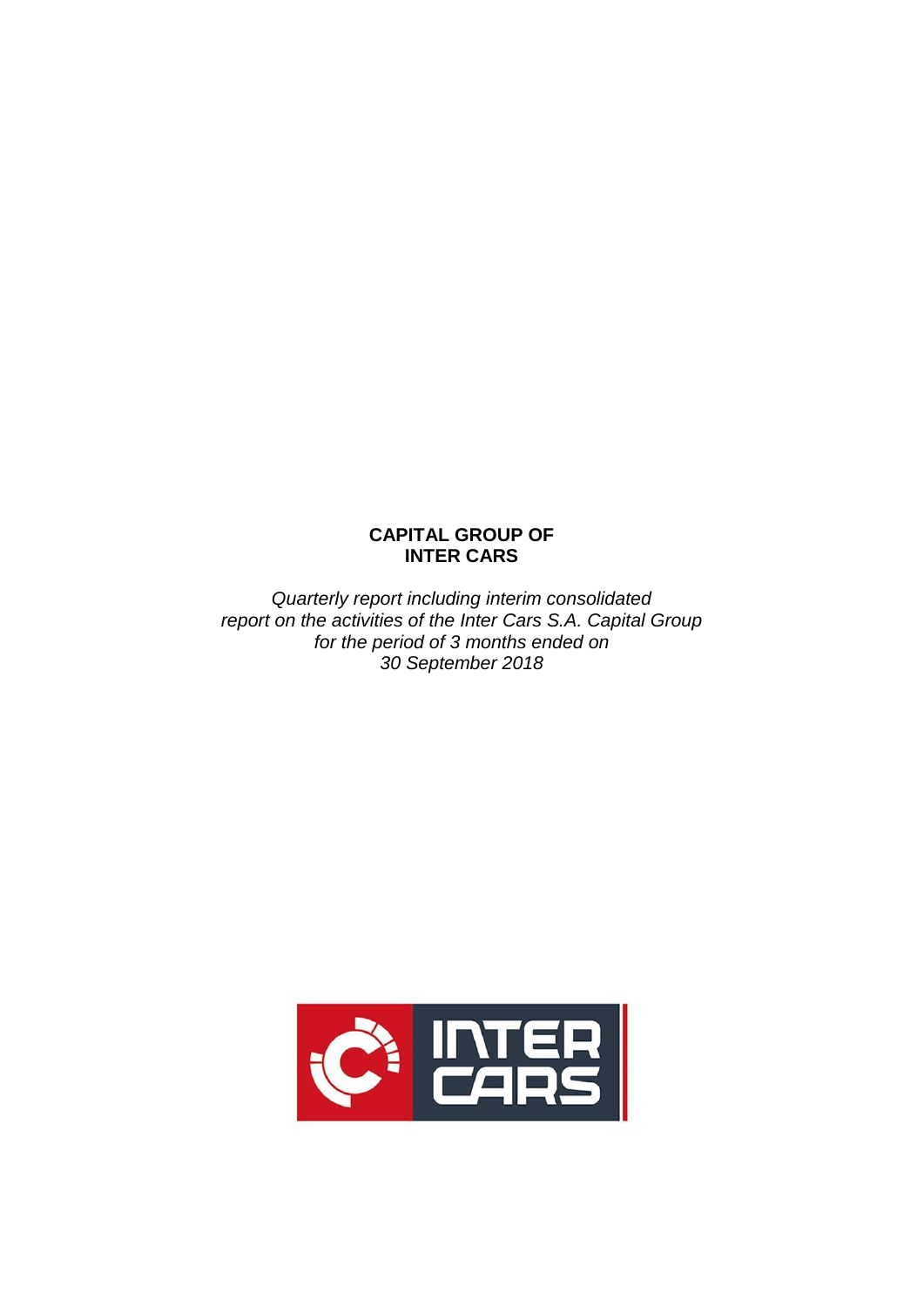# CAPITAL GROUP OF INTER CARS

*Quarterly report including interim consolidated report on the activities of the Inter Cars S.A. Capital Group for the period of 3 months ended on 30 September 2018*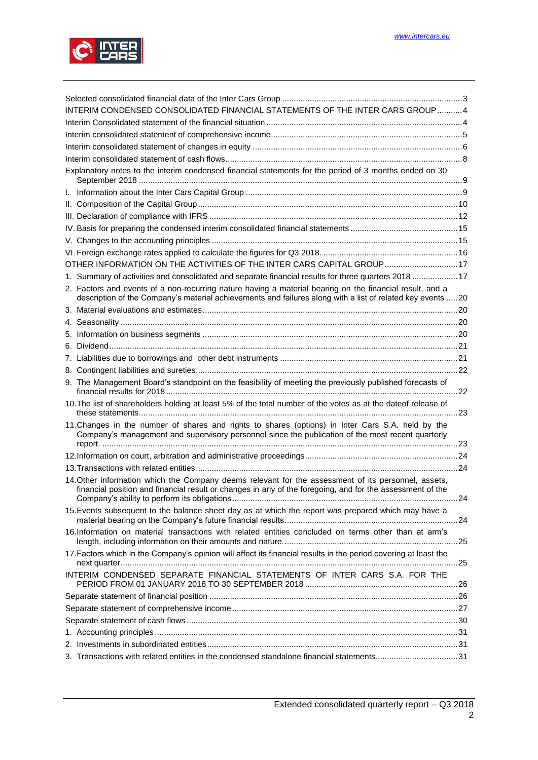Selected consolidated financial data of the Inter Cars Group .............................................................................3

INTERIM CONDENSED CONSOLIDATED FINANCIAL STATEMENTS OF THE INTER CARS GROUP ...........4

Interim Consolidated statement of the financial situation ......................................................................................4

Interim consolidated statement of comprehensive income......................................................................................5

Interim consolidated statement of changes in equity ............................................................................................6

Interim consolidated statement of cash flows.........................................................................................................8

Explanatory notes to the interim condensed financial statements for the period of 3 months ended on 30 September 2018 ..............................................................................................................................................9

I. Information about the Inter Cars Capital Group .............................................................................................9

II. Composition of the Capital Group ...................................................................................................................10

III. Declaration of compliance with IFRS ..............................................................................................................12

IV. Basis for preparing the condensed interim consolidated financial statements ..............................................15

V. Changes to the accounting principles ............................................................................................................15

VI. Foreign exchange rates applied to calculate the figures for Q3 2018. ..........................................................16

OTHER INFORMATION ON THE ACTIVITIES OF THE INTER CARS CAPITAL GROUP ................................17

1. Summary of activities and consolidated and separate financial results for three quarters 2018 ....................17

2. Factors and events of a non-recurring nature having a material bearing on the financial result, and a description of the Company's material achievements and failures along with a list of related key events .....20

3. Material evaluations and estimates..................................................................................................................20

4. Seasonality ......................................................................................................................................................20

5. Information on business segments .................................................................................................................20

6. Dividend...........................................................................................................................................................21

7. Liabilities due to borrowings and other debt instruments ..............................................................................21

8. Contingent liabilities and sureties....................................................................................................................22

9. The Management Board's standpoint on the feasibility of meeting the previously published forecasts of financial results for 2018 ..................................................................................................................................22

10. The list of shareholders holding at least 5% of the total number of the votes as at the dateof release of these statements.............................................................................................................................23

11. Changes in the number of shares and rights to shares (options) in Inter Cars S.A. held by the Company's management and supervisory personnel since the publication of the most recent quarterly report. ............................................................................................................................................................23

12. Information on court, arbitration and administrative proceedings..................................................................24

13. Transactions with related entities...................................................................................................................24

14. Other information which the Company deems relevant for the assessment of its personnel, assets, financial position and financial result or changes in any of the foregoing, and for the assessment of the Company's ability to perform its obligations..................................................................................................24

15. Events subsequent to the balance sheet day as at which the report was prepared which may have a material bearing on the Company's future financial results...........................................................................24

16. Information on material transactions with related entities concluded on terms other than at arm's length, including information on their amounts and nature.............................................................................25

17. Factors which in the Company's opinion will affect its financial results in the period covering at least the next quarter......................................................................................................................................................25

INTERIM CONDENSED SEPARATE FINANCIAL STATEMENTS OF INTER CARS S.A. FOR THE PERIOD FROM 01 JANUARY 2018 TO 30 SEPTEMBER 2018 ..................................................................26

Separate statement of financial position ............................................................................................................26

Separate statement of comprehensive income...................................................................................................27

Separate statement of cash flows ......................................................................................................................30

1. Accounting principles.......................................................................................................................................31

2. Investments in subordinated entities...............................................................................................................31

3. Transactions with related entities in the condensed standalone financial statements....................................31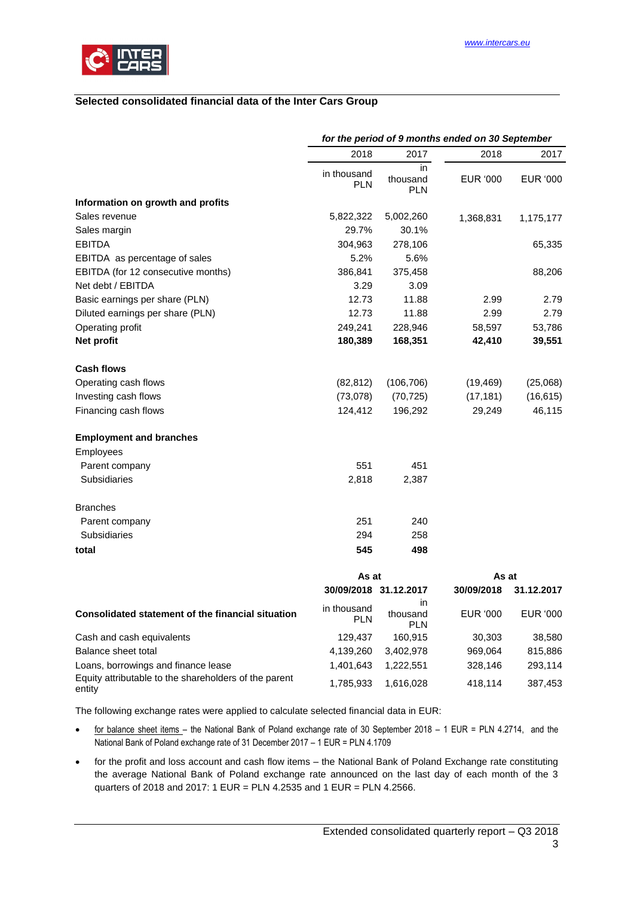## Selected consolidated financial data of the Inter Cars Group

| | *for the period of 9 months ended on 30 September* | | | |
|---|---|---|---|---|
| | 2018 | 2017 | 2018 | 2017 |
| | in thousand PLN | in thousand PLN | EUR '000 | EUR '000 |
| **Information on growth and profits** | | | | |
| Sales revenue | 5,822,322 | 5,002,260 | 1,368,831 | 1,175,177 |
| Sales margin | 29.7% | 30.1% | | |
| EBITDA | 304,963 | 278,106 | | 65,335 |
| EBITDA as percentage of sales | 5.2% | 5.6% | | |
| EBITDA (for 12 consecutive months) | 386,841 | 375,458 | | 88,206 |
| Net debt / EBITDA | 3.29 | 3.09 | | |
| Basic earnings per share (PLN) | 12.73 | 11.88 | 2.99 | 2.79 |
| Diluted earnings per share (PLN) | 12.73 | 11.88 | 2.99 | 2.79 |
| Operating profit | 249,241 | 228,946 | 58,597 | 53,786 |
| **Net profit** | **180,389** | **168,351** | **42,410** | **39,551** |
| **Cash flows** | | | | |
| Operating cash flows | (82,812) | (106,706) | (19,469) | (25,068) |
| Investing cash flows | (73,078) | (70,725) | (17,181) | (16,615) |
| Financing cash flows | 124,412 | 196,292 | 29,249 | 46,115 |
| **Employment and branches** | | | | |
| Employees | | | | |
| Parent company | 551 | 451 | | |
| Subsidiaries | 2,818 | 2,387 | | |
| Branches | | | | |
| Parent company | 251 | 240 | | |
| Subsidiaries | 294 | 258 | | |
| **total** | **545** | **498** | | |

| | As at | | As at | |
|---|---|---|---|---|
| | **30/09/2018** | **31.12.2017** | **30/09/2018** | **31.12.2017** |
| **Consolidated statement of the financial situation** | in thousand PLN | in thousand PLN | EUR '000 | EUR '000 |
| Cash and cash equivalents | 129,437 | 160,915 | 30,303 | 38,580 |
| Balance sheet total | 4,139,260 | 3,402,978 | 969,064 | 815,886 |
| Loans, borrowings and finance lease | 1,401,643 | 1,222,551 | 328,146 | 293,114 |
| Equity attributable to the shareholders of the parent entity | 1,785,933 | 1,616,028 | 418,114 | 387,453 |

The following exchange rates were applied to calculate selected financial data in EUR:

- for balance sheet items – the National Bank of Poland exchange rate of 30 September 2018 – 1 EUR = PLN 4.2714, and the National Bank of Poland exchange rate of 31 December 2017 – 1 EUR = PLN 4.1709
- for the profit and loss account and cash flow items – the National Bank of Poland Exchange rate constituting the average National Bank of Poland exchange rate announced on the last day of each month of the 3 quarters of 2018 and 2017: 1 EUR = PLN 4.2535 and 1 EUR = PLN 4.2566.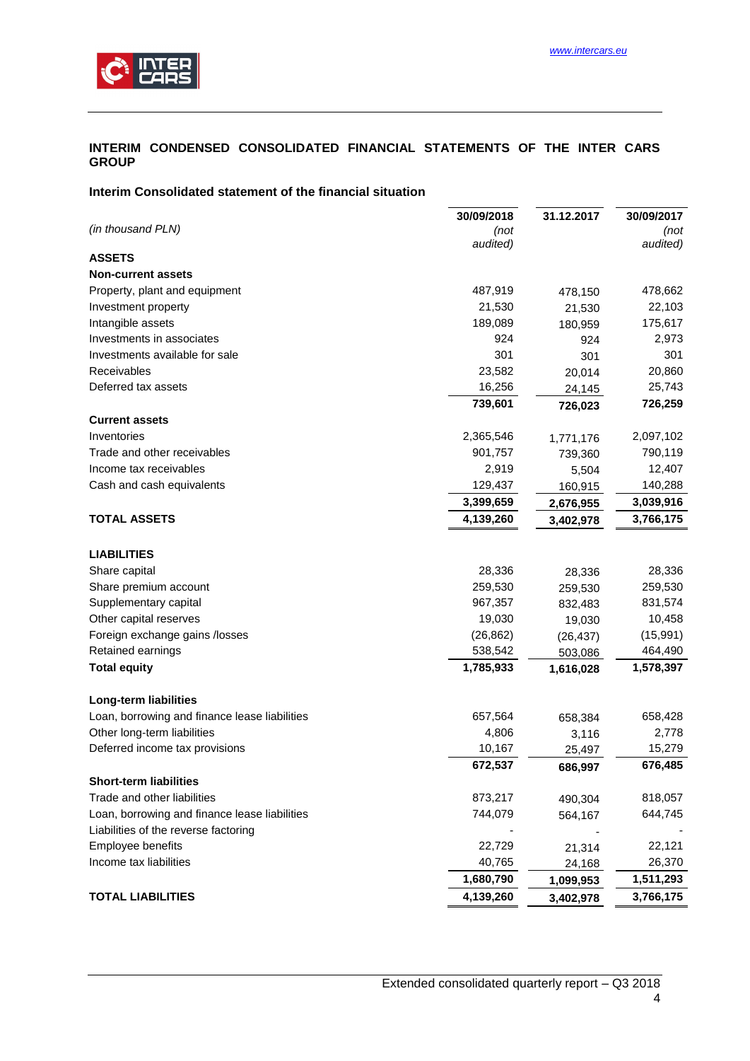## INTERIM CONDENSED CONSOLIDATED FINANCIAL STATEMENTS OF THE INTER CARS GROUP

### Interim Consolidated statement of the financial situation

| *(in thousand PLN)* | 30/09/2018 *(not audited)* | 31.12.2017 | 30/09/2017 *(not audited)* |
|---|---|---|---|
| **ASSETS** | | | |
| **Non-current assets** | | | |
| Property, plant and equipment | 487,919 | 478,150 | 478,662 |
| Investment property | 21,530 | 21,530 | 22,103 |
| Intangible assets | 189,089 | 180,959 | 175,617 |
| Investments in associates | 924 | 924 | 2,973 |
| Investments available for sale | 301 | 301 | 301 |
| Receivables | 23,582 | 20,014 | 20,860 |
| Deferred tax assets | 16,256 | 24,145 | 25,743 |
| | **739,601** | **726,023** | **726,259** |
| **Current assets** | | | |
| Inventories | 2,365,546 | 1,771,176 | 2,097,102 |
| Trade and other receivables | 901,757 | 739,360 | 790,119 |
| Income tax receivables | 2,919 | 5,504 | 12,407 |
| Cash and cash equivalents | 129,437 | 160,915 | 140,288 |
| | **3,399,659** | **2,676,955** | **3,039,916** |
| **TOTAL ASSETS** | **4,139,260** | **3,402,978** | **3,766,175** |
| | | | |
| **LIABILITIES** | | | |
| Share capital | 28,336 | 28,336 | 28,336 |
| Share premium account | 259,530 | 259,530 | 259,530 |
| Supplementary capital | 967,357 | 832,483 | 831,574 |
| Other capital reserves | 19,030 | 19,030 | 10,458 |
| Foreign exchange gains /losses | (26,862) | (26,437) | (15,991) |
| Retained earnings | 538,542 | 503,086 | 464,490 |
| **Total equity** | **1,785,933** | **1,616,028** | **1,578,397** |
| | | | |
| **Long-term liabilities** | | | |
| Loan, borrowing and finance lease liabilities | 657,564 | 658,384 | 658,428 |
| Other long-term liabilities | 4,806 | 3,116 | 2,778 |
| Deferred income tax provisions | 10,167 | 25,497 | 15,279 |
| | **672,537** | **686,997** | **676,485** |
| **Short-term liabilities** | | | |
| Trade and other liabilities | 873,217 | 490,304 | 818,057 |
| Loan, borrowing and finance lease liabilities | 744,079 | 564,167 | 644,745 |
| Liabilities of the reverse factoring | - | - | - |
| Employee benefits | 22,729 | 21,314 | 22,121 |
| Income tax liabilities | 40,765 | 24,168 | 26,370 |
| | **1,680,790** | **1,099,953** | **1,511,293** |
| **TOTAL LIABILITIES** | **4,139,260** | **3,402,978** | **3,766,175** |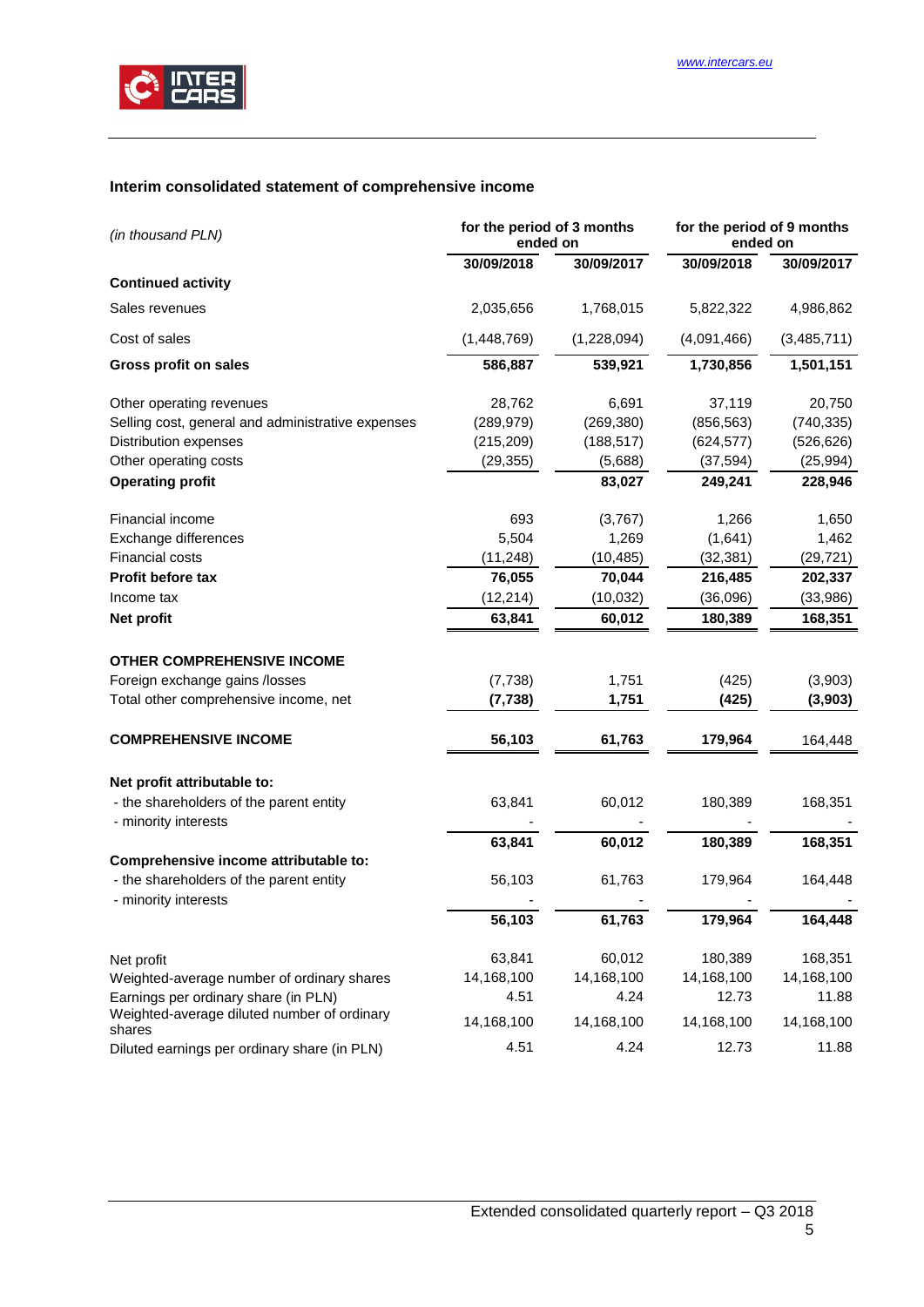## Interim consolidated statement of comprehensive income

| *(in thousand PLN)* | for the period of 3 months ended on | | for the period of 9 months ended on | |
|---|---|---|---|---|
| | 30/09/2018 | 30/09/2017 | 30/09/2018 | 30/09/2017 |
| **Continued activity** | | | | |
| Sales revenues | 2,035,656 | 1,768,015 | 5,822,322 | 4,986,862 |
| Cost of sales | (1,448,769) | (1,228,094) | (4,091,466) | (3,485,711) |
| **Gross profit on sales** | **586,887** | **539,921** | **1,730,856** | **1,501,151** |
| Other operating revenues | 28,762 | 6,691 | 37,119 | 20,750 |
| Selling cost, general and administrative expenses | (289,979) | (269,380) | (856,563) | (740,335) |
| Distribution expenses | (215,209) | (188,517) | (624,577) | (526,626) |
| Other operating costs | (29,355) | (5,688) | (37,594) | (25,994) |
| **Operating profit** | | **83,027** | **249,241** | **228,946** |
| Financial income | 693 | (3,767) | 1,266 | 1,650 |
| Exchange differences | 5,504 | 1,269 | (1,641) | 1,462 |
| Financial costs | (11,248) | (10,485) | (32,381) | (29,721) |
| **Profit before tax** | **76,055** | **70,044** | **216,485** | **202,337** |
| Income tax | (12,214) | (10,032) | (36,096) | (33,986) |
| **Net profit** | **63,841** | **60,012** | **180,389** | **168,351** |
| **OTHER COMPREHENSIVE INCOME** | | | | |
| Foreign exchange gains /losses | (7,738) | 1,751 | (425) | (3,903) |
| Total other comprehensive income, net | **(7,738)** | **1,751** | **(425)** | **(3,903)** |
| **COMPREHENSIVE INCOME** | **56,103** | **61,763** | **179,964** | 164,448 |
| **Net profit attributable to:** | | | | |
| - the shareholders of the parent entity | 63,841 | 60,012 | 180,389 | 168,351 |
| - minority interests | - | - | - | - |
| | **63,841** | **60,012** | **180,389** | **168,351** |
| **Comprehensive income attributable to:** | | | | |
| - the shareholders of the parent entity | 56,103 | 61,763 | 179,964 | 164,448 |
| - minority interests | - | - | - | - |
| | **56,103** | **61,763** | **179,964** | **164,448** |
| Net profit | 63,841 | 60,012 | 180,389 | 168,351 |
| Weighted-average number of ordinary shares | 14,168,100 | 14,168,100 | 14,168,100 | 14,168,100 |
| Earnings per ordinary share (in PLN) | 4.51 | 4.24 | 12.73 | 11.88 |
| Weighted-average diluted number of ordinary shares | 14,168,100 | 14,168,100 | 14,168,100 | 14,168,100 |
| Diluted earnings per ordinary share (in PLN) | 4.51 | 4.24 | 12.73 | 11.88 |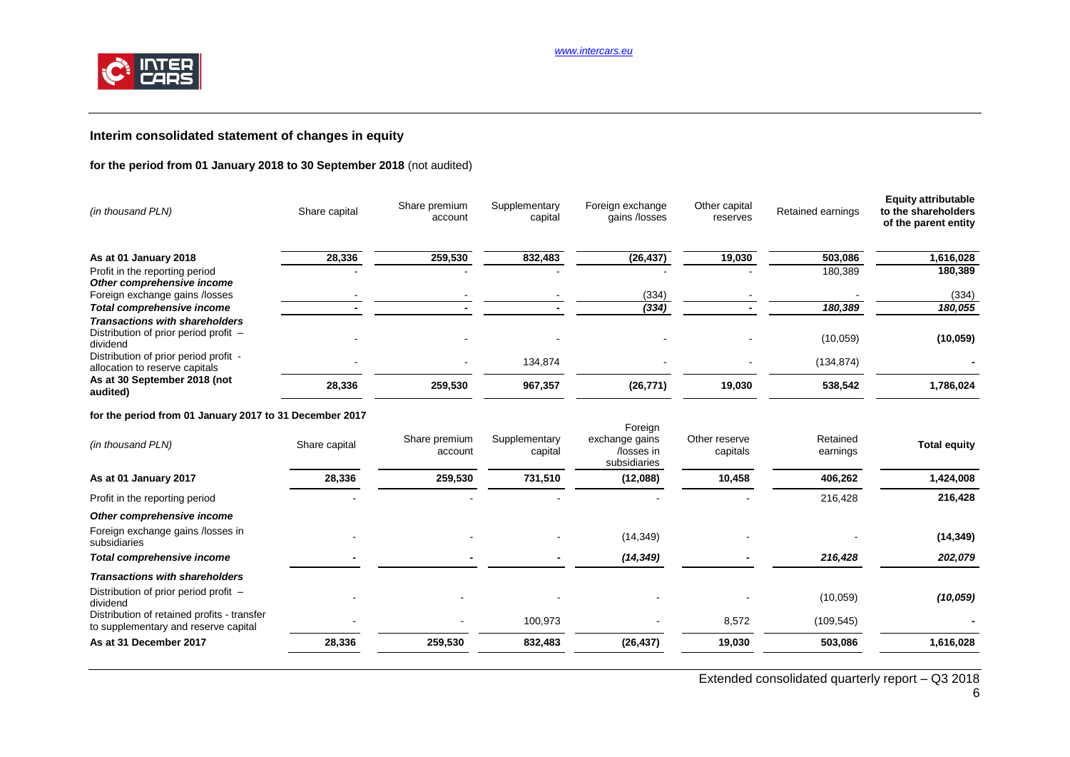## Interim consolidated statement of changes in equity

**for the period from 01 January 2018 to 30 September 2018** (not audited)

| *(in thousand PLN)* | Share capital | Share premium account | Supplementary capital | Foreign exchange gains /losses | Other capital reserves | Retained earnings | **Equity attributable to the shareholders of the parent entity** |
|---|---|---|---|---|---|---|---|
| **As at 01 January 2018** | **28,336** | **259,530** | **832,483** | **(26,437)** | **19,030** | **503,086** | **1,616,028** |
| Profit in the reporting period | - | - | - | - | - | 180,389 | **180,389** |
| ***Other comprehensive income*** | | | | | | | |
| Foreign exchange gains /losses | - | - | - | (334) | - | - | (334) |
| ***Total comprehensive income*** | **-** | **-** | **-** | ***(334)*** | **-** | ***180,389*** | ***180,055*** |
| ***Transactions with shareholders*** | | | | | | | |
| Distribution of prior period profit – dividend | - | - | - | - | - | (10,059) | **(10,059)** |
| Distribution of prior period profit - allocation to reserve capitals | - | - | 134,874 | - | - | (134,874) | **-** |
| **As at 30 September 2018 (not audited)** | **28,336** | **259,530** | **967,357** | **(26,771)** | **19,030** | **538,542** | **1,786,024** |

**for the period from 01 January 2017 to 31 December 2017**

| *(in thousand PLN)* | Share capital | Share premium account | Supplementary capital | Foreign exchange gains /losses in subsidiaries | Other reserve capitals | Retained earnings | **Total equity** |
|---|---|---|---|---|---|---|---|
| **As at 01 January 2017** | **28,336** | **259,530** | **731,510** | **(12,088)** | **10,458** | **406,262** | **1,424,008** |
| Profit in the reporting period | - | - | - | - | - | 216,428 | **216,428** |
| ***Other comprehensive income*** | | | | | | | |
| Foreign exchange gains /losses in subsidiaries | - | - | - | (14,349) | - | - | **(14,349)** |
| ***Total comprehensive income*** | **-** | **-** | **-** | ***(14,349)*** | **-** | ***216,428*** | ***202,079*** |
| ***Transactions with shareholders*** | | | | | | | |
| Distribution of prior period profit – dividend | - | - | - | - | - | (10,059) | ***(10,059)*** |
| Distribution of retained profits - transfer to supplementary and reserve capital | - | - | 100,973 | - | 8,572 | (109,545) | **-** |
| **As at 31 December 2017** | **28,336** | **259,530** | **832,483** | **(26,437)** | **19,030** | **503,086** | **1,616,028** |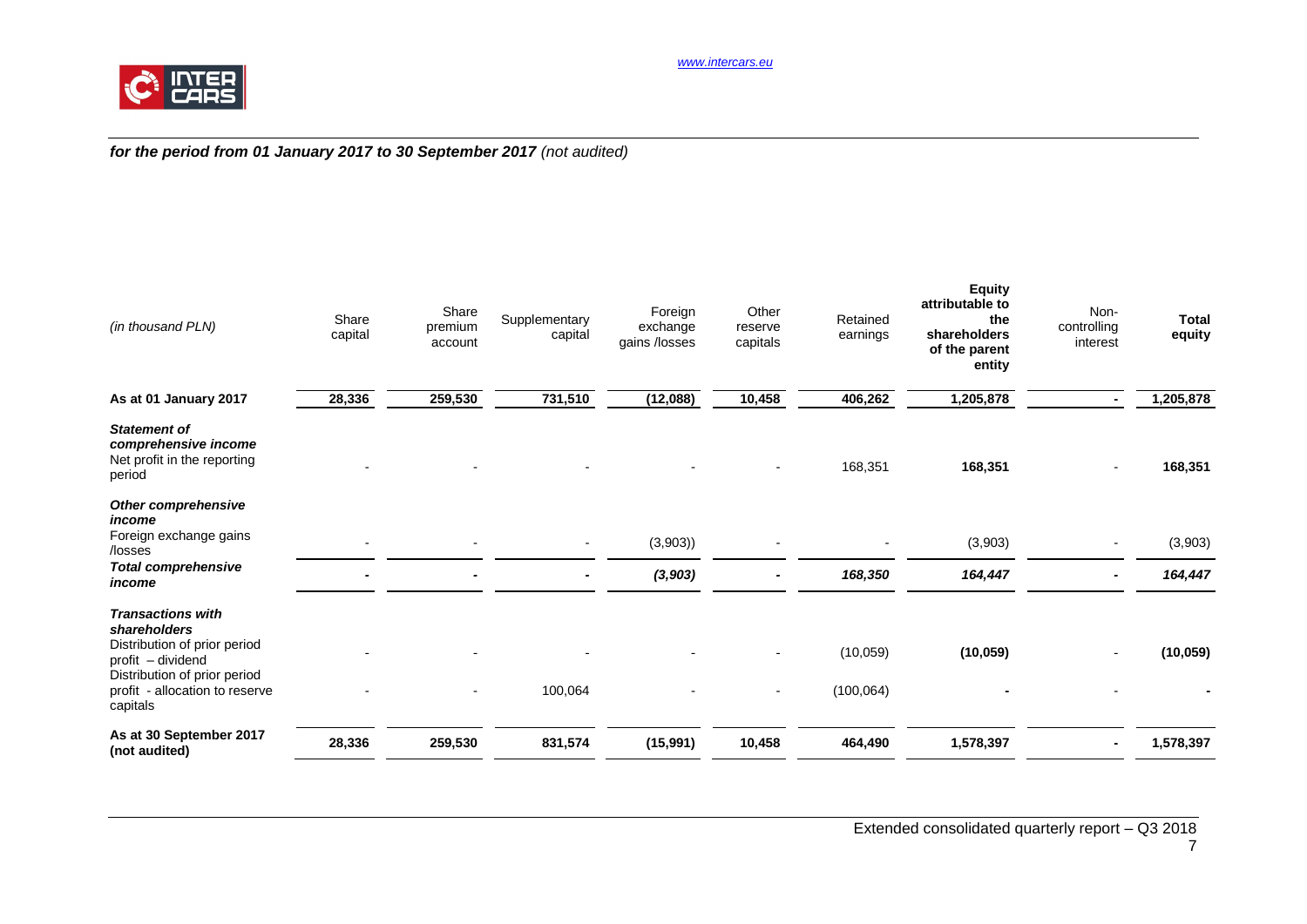***for the period from 01 January 2017 to 30 September 2017*** *(not audited)*

| *(in thousand PLN)* | Share capital | Share premium account | Supplementary capital | Foreign exchange gains /losses | Other reserve capitals | Retained earnings | **Equity attributable to the shareholders of the parent entity** | Non-controlling interest | **Total equity** |
|---|---|---|---|---|---|---|---|---|---|
| **As at 01 January 2017** | **28,336** | **259,530** | **731,510** | **(12,088)** | **10,458** | **406,262** | **1,205,878** | **-** | **1,205,878** |
| ***Statement of comprehensive income*** | | | | | | | | | |
| Net profit in the reporting period | - | - | - | - | - | 168,351 | **168,351** | - | **168,351** |
| ***Other comprehensive income*** | | | | | | | | | |
| Foreign exchange gains /losses | - | - | - | (3,903)) | - | - | (3,903) | - | (3,903) |
| ***Total comprehensive income*** | **-** | **-** | **-** | ***(3,903)*** | **-** | ***168,350*** | ***164,447*** | **-** | ***164,447*** |
| ***Transactions with shareholders*** | | | | | | | | | |
| Distribution of prior period profit – dividend | - | - | - | - | - | (10,059) | **(10,059)** | - | **(10,059)** |
| Distribution of prior period profit - allocation to reserve capitals | - | - | 100,064 | - | - | (100,064) | **-** | - | **-** |
| **As at 30 September 2017 (not audited)** | **28,336** | **259,530** | **831,574** | **(15,991)** | **10,458** | **464,490** | **1,578,397** | **-** | **1,578,397** |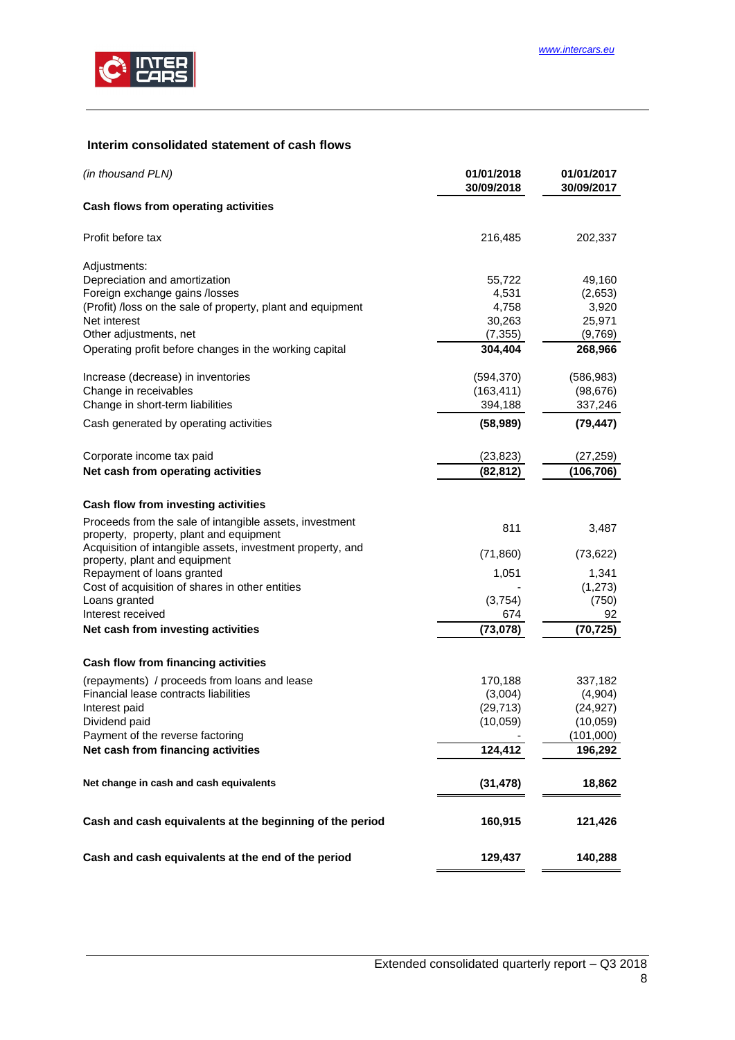## Interim consolidated statement of cash flows

| *(in thousand PLN)* | 01/01/2018 30/09/2018 | 01/01/2017 30/09/2017 |
|---|---|---|
| **Cash flows from operating activities** | | |
| Profit before tax | 216,485 | 202,337 |
| Adjustments: | | |
| Depreciation and amortization | 55,722 | 49,160 |
| Foreign exchange gains /losses | 4,531 | (2,653) |
| (Profit) /loss on the sale of property, plant and equipment | 4,758 | 3,920 |
| Net interest | 30,263 | 25,971 |
| Other adjustments, net | (7,355) | (9,769) |
| Operating profit before changes in the working capital | **304,404** | **268,966** |
| Increase (decrease) in inventories | (594,370) | (586,983) |
| Change in receivables | (163,411) | (98,676) |
| Change in short-term liabilities | 394,188 | 337,246 |
| Cash generated by operating activities | **(58,989)** | **(79,447)** |
| Corporate income tax paid | (23,823) | (27,259) |
| **Net cash from operating activities** | **(82,812)** | **(106,706)** |
| **Cash flow from investing activities** | | |
| Proceeds from the sale of intangible assets, investment property, property, plant and equipment | 811 | 3,487 |
| Acquisition of intangible assets, investment property, and property, plant and equipment | (71,860) | (73,622) |
| Repayment of loans granted | 1,051 | 1,341 |
| Cost of acquisition of shares in other entities | - | (1,273) |
| Loans granted | (3,754) | (750) |
| Interest received | 674 | 92 |
| **Net cash from investing activities** | **(73,078)** | **(70,725)** |
| **Cash flow from financing activities** | | |
| (repayments) / proceeds from loans and lease | 170,188 | 337,182 |
| Financial lease contracts liabilities | (3,004) | (4,904) |
| Interest paid | (29,713) | (24,927) |
| Dividend paid | (10,059) | (10,059) |
| Payment of the reverse factoring | - | (101,000) |
| **Net cash from financing activities** | **124,412** | **196,292** |
| **Net change in cash and cash equivalents** | **(31,478)** | **18,862** |
| **Cash and cash equivalents at the beginning of the period** | **160,915** | **121,426** |
| **Cash and cash equivalents at the end of the period** | **129,437** | **140,288** |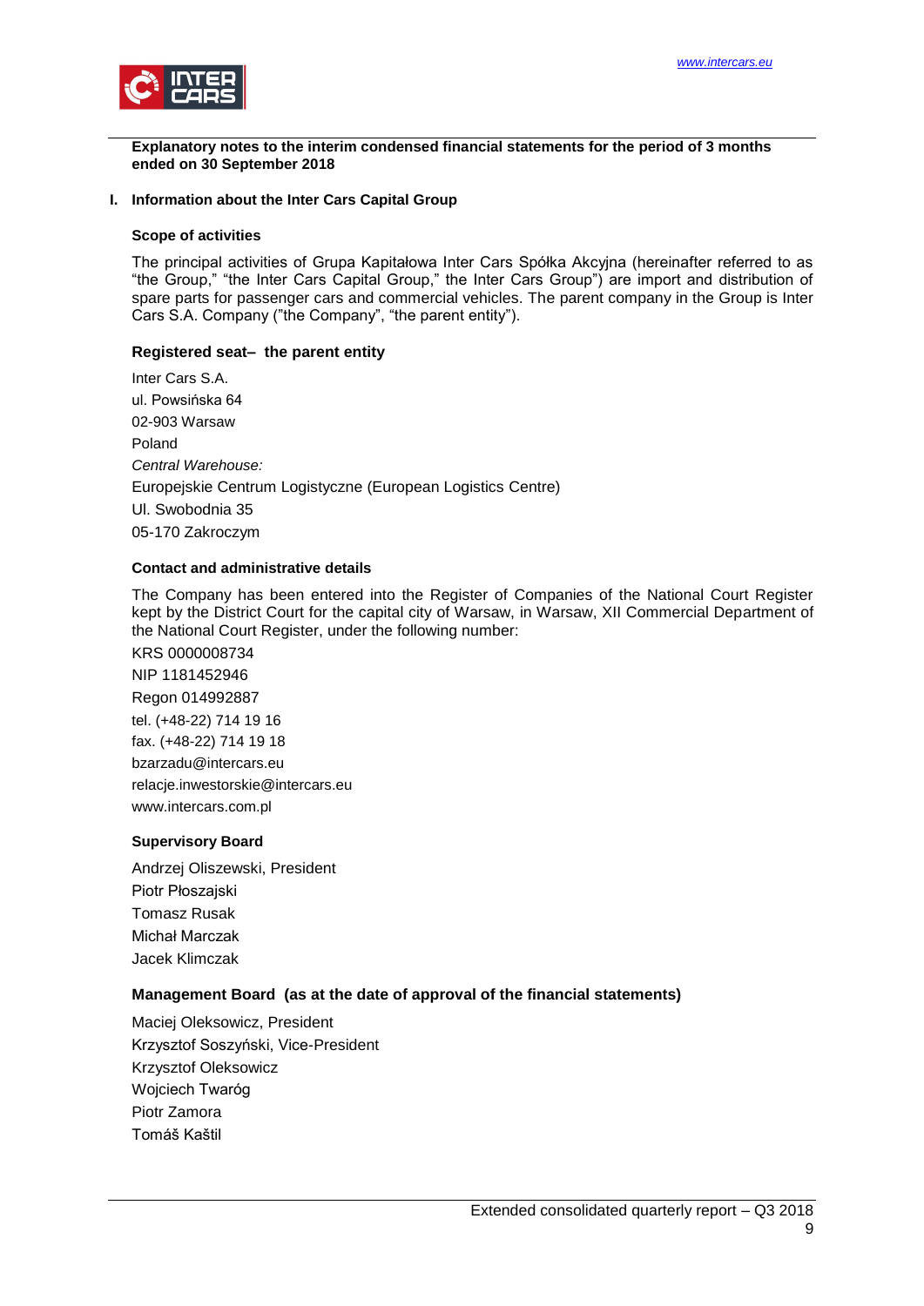**Explanatory notes to the interim condensed financial statements for the period of 3 months ended on 30 September 2018**

## I. Information about the Inter Cars Capital Group

### Scope of activities

The principal activities of Grupa Kapitałowa Inter Cars Spółka Akcyjna (hereinafter referred to as "the Group," "the Inter Cars Capital Group," the Inter Cars Group") are import and distribution of spare parts for passenger cars and commercial vehicles. The parent company in the Group is Inter Cars S.A. Company ("the Company", "the parent entity").

### Registered seat– the parent entity

Inter Cars S.A.
ul. Powsińska 64
02-903 Warsaw
Poland
*Central Warehouse:*
Europejskie Centrum Logistyczne (European Logistics Centre)
Ul. Swobodnia 35
05-170 Zakroczym

### Contact and administrative details

The Company has been entered into the Register of Companies of the National Court Register kept by the District Court for the capital city of Warsaw, in Warsaw, XII Commercial Department of the National Court Register, under the following number:

KRS 0000008734
NIP 1181452946
Regon 014992887
tel. (+48-22) 714 19 16
fax. (+48-22) 714 19 18
bzarzadu@intercars.eu
relacje.inwestorskie@intercars.eu
www.intercars.com.pl

### Supervisory Board

Andrzej Oliszewski, President
Piotr Płoszajski
Tomasz Rusak
Michał Marczak
Jacek Klimczak

### Management Board (as at the date of approval of the financial statements)

Maciej Oleksowicz, President
Krzysztof Soszyński, Vice-President
Krzysztof Oleksowicz
Wojciech Twaróg
Piotr Zamora
Tomáš Kaštil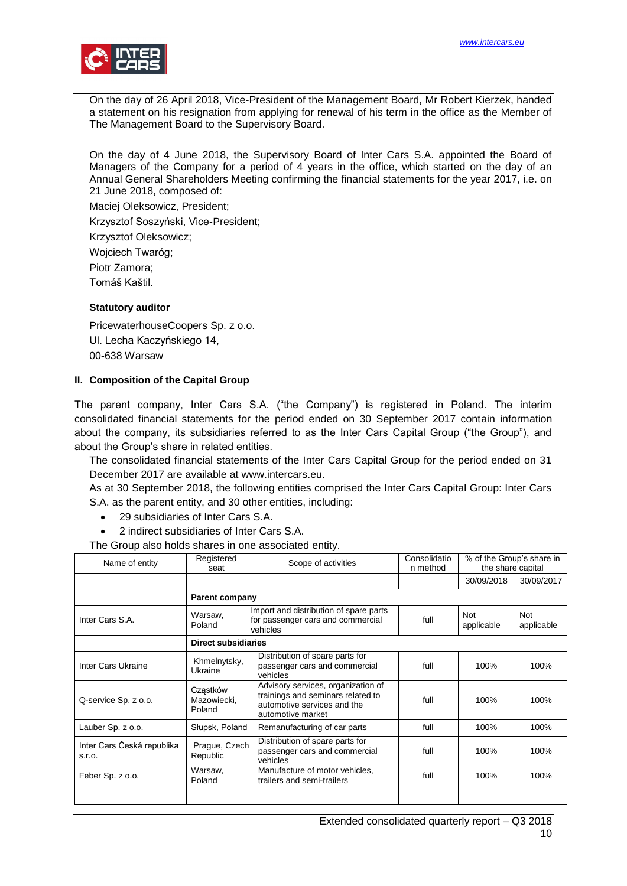On the day of 26 April 2018, Vice-President of the Management Board, Mr Robert Kierzek, handed a statement on his resignation from applying for renewal of his term in the office as the Member of The Management Board to the Supervisory Board.

On the day of 4 June 2018, the Supervisory Board of Inter Cars S.A. appointed the Board of Managers of the Company for a period of 4 years in the office, which started on the day of an Annual General Shareholders Meeting confirming the financial statements for the year 2017, i.e. on 21 June 2018, composed of:

Maciej Oleksowicz, President;

Krzysztof Soszyński, Vice-President;

Krzysztof Oleksowicz;

Wojciech Twaróg;

Piotr Zamora;

Tomáš Kaštil.

**Statutory auditor**

PricewaterhouseCoopers Sp. z o.o.
Ul. Lecha Kaczyńskiego 14,
00-638 Warsaw

## II. Composition of the Capital Group

The parent company, Inter Cars S.A. ("the Company") is registered in Poland. The interim consolidated financial statements for the period ended on 30 September 2017 contain information about the company, its subsidiaries referred to as the Inter Cars Capital Group ("the Group"), and about the Group's share in related entities.

The consolidated financial statements of the Inter Cars Capital Group for the period ended on 31 December 2017 are available at www.intercars.eu.

As at 30 September 2018, the following entities comprised the Inter Cars Capital Group: Inter Cars S.A. as the parent entity, and 30 other entities, including:

- 29 subsidiaries of Inter Cars S.A.
- 2 indirect subsidiaries of Inter Cars S.A.

The Group also holds shares in one associated entity.

| Name of entity | Registered seat | Scope of activities | Consolidation method | % of the Group's share in the share capital | |
|---|---|---|---|---|---|
| | | | | 30/09/2018 | 30/09/2017 |
| | **Parent company** | | | | |
| Inter Cars S.A. | Warsaw, Poland | Import and distribution of spare parts for passenger cars and commercial vehicles | full | Not applicable | Not applicable |
| | **Direct subsidiaries** | | | | |
| Inter Cars Ukraine | Khmelnytsky, Ukraine | Distribution of spare parts for passenger cars and commercial vehicles | full | 100% | 100% |
| Q-service Sp. z o.o. | Cząstków Mazowiecki, Poland | Advisory services, organization of trainings and seminars related to automotive services and the automotive market | full | 100% | 100% |
| Lauber Sp. z o.o. | Słupsk, Poland | Remanufacturing of car parts | full | 100% | 100% |
| Inter Cars Česká republika s.r.o. | Prague, Czech Republic | Distribution of spare parts for passenger cars and commercial vehicles | full | 100% | 100% |
| Feber Sp. z o.o. | Warsaw, Poland | Manufacture of motor vehicles, trailers and semi-trailers | full | 100% | 100% |
| | | | | | |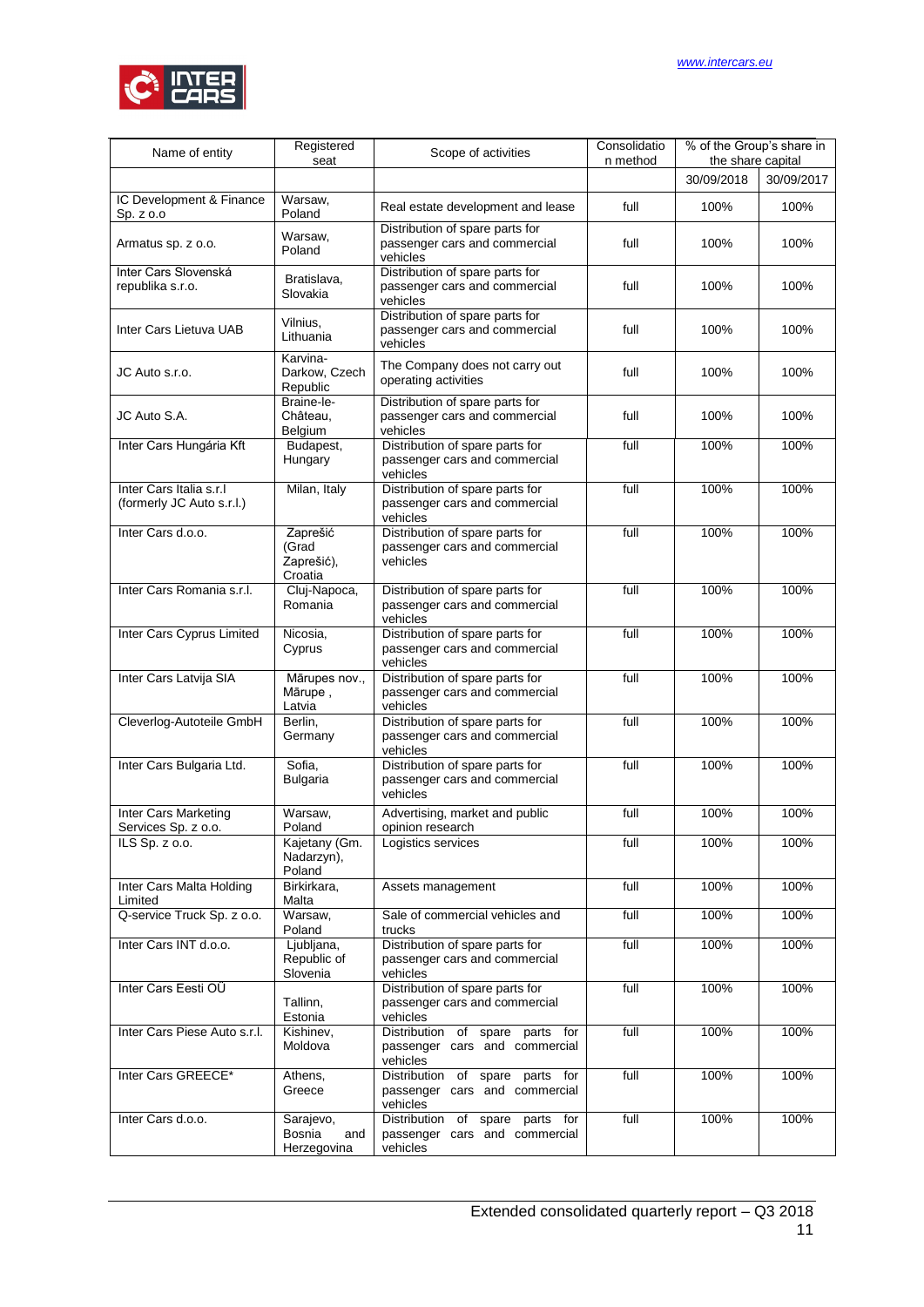| Name of entity | Registered seat | Scope of activities | Consolidation method | % of the Group's share in the share capital | |
|---|---|---|---|---|---|
| | | | | 30/09/2018 | 30/09/2017 |
| IC Development & Finance Sp. z o.o | Warsaw, Poland | Real estate development and lease | full | 100% | 100% |
| Armatus sp. z o.o. | Warsaw, Poland | Distribution of spare parts for passenger cars and commercial vehicles | full | 100% | 100% |
| Inter Cars Slovenská republika s.r.o. | Bratislava, Slovakia | Distribution of spare parts for passenger cars and commercial vehicles | full | 100% | 100% |
| Inter Cars Lietuva UAB | Vilnius, Lithuania | Distribution of spare parts for passenger cars and commercial vehicles | full | 100% | 100% |
| JC Auto s.r.o. | Karvina-Darkow, Czech Republic | The Company does not carry out operating activities | full | 100% | 100% |
| JC Auto S.A. | Braine-le-Château, Belgium | Distribution of spare parts for passenger cars and commercial vehicles | full | 100% | 100% |
| Inter Cars Hungária Kft | Budapest, Hungary | Distribution of spare parts for passenger cars and commercial vehicles | full | 100% | 100% |
| Inter Cars Italia s.r.l (formerly JC Auto s.r.l.) | Milan, Italy | Distribution of spare parts for passenger cars and commercial vehicles | full | 100% | 100% |
| Inter Cars d.o.o. | Zaprešić (Grad Zaprešić), Croatia | Distribution of spare parts for passenger cars and commercial vehicles | full | 100% | 100% |
| Inter Cars Romania s.r.l. | Cluj-Napoca, Romania | Distribution of spare parts for passenger cars and commercial vehicles | full | 100% | 100% |
| Inter Cars Cyprus Limited | Nicosia, Cyprus | Distribution of spare parts for passenger cars and commercial vehicles | full | 100% | 100% |
| Inter Cars Latvija SIA | Mārupes nov., Mārupe , Latvia | Distribution of spare parts for passenger cars and commercial vehicles | full | 100% | 100% |
| Cleverlog-Autoteile GmbH | Berlin, Germany | Distribution of spare parts for passenger cars and commercial vehicles | full | 100% | 100% |
| Inter Cars Bulgaria Ltd. | Sofia, Bulgaria | Distribution of spare parts for passenger cars and commercial vehicles | full | 100% | 100% |
| Inter Cars Marketing Services Sp. z o.o. | Warsaw, Poland | Advertising, market and public opinion research | full | 100% | 100% |
| ILS Sp. z o.o. | Kajetany (Gm. Nadarzyn), Poland | Logistics services | full | 100% | 100% |
| Inter Cars Malta Holding Limited | Birkirkara, Malta | Assets management | full | 100% | 100% |
| Q-service Truck Sp. z o.o. | Warsaw, Poland | Sale of commercial vehicles and trucks | full | 100% | 100% |
| Inter Cars INT d.o.o. | Ljubljana, Republic of Slovenia | Distribution of spare parts for passenger cars and commercial vehicles | full | 100% | 100% |
| Inter Cars Eesti OÜ | Tallinn, Estonia | Distribution of spare parts for passenger cars and commercial vehicles | full | 100% | 100% |
| Inter Cars Piese Auto s.r.l. | Kishinev, Moldova | Distribution of spare parts for passenger cars and commercial vehicles | full | 100% | 100% |
| Inter Cars GREECE* | Athens, Greece | Distribution of spare parts for passenger cars and commercial vehicles | full | 100% | 100% |
| Inter Cars d.o.o. | Sarajevo, Bosnia and Herzegovina | Distribution of spare parts for passenger cars and commercial vehicles | full | 100% | 100% |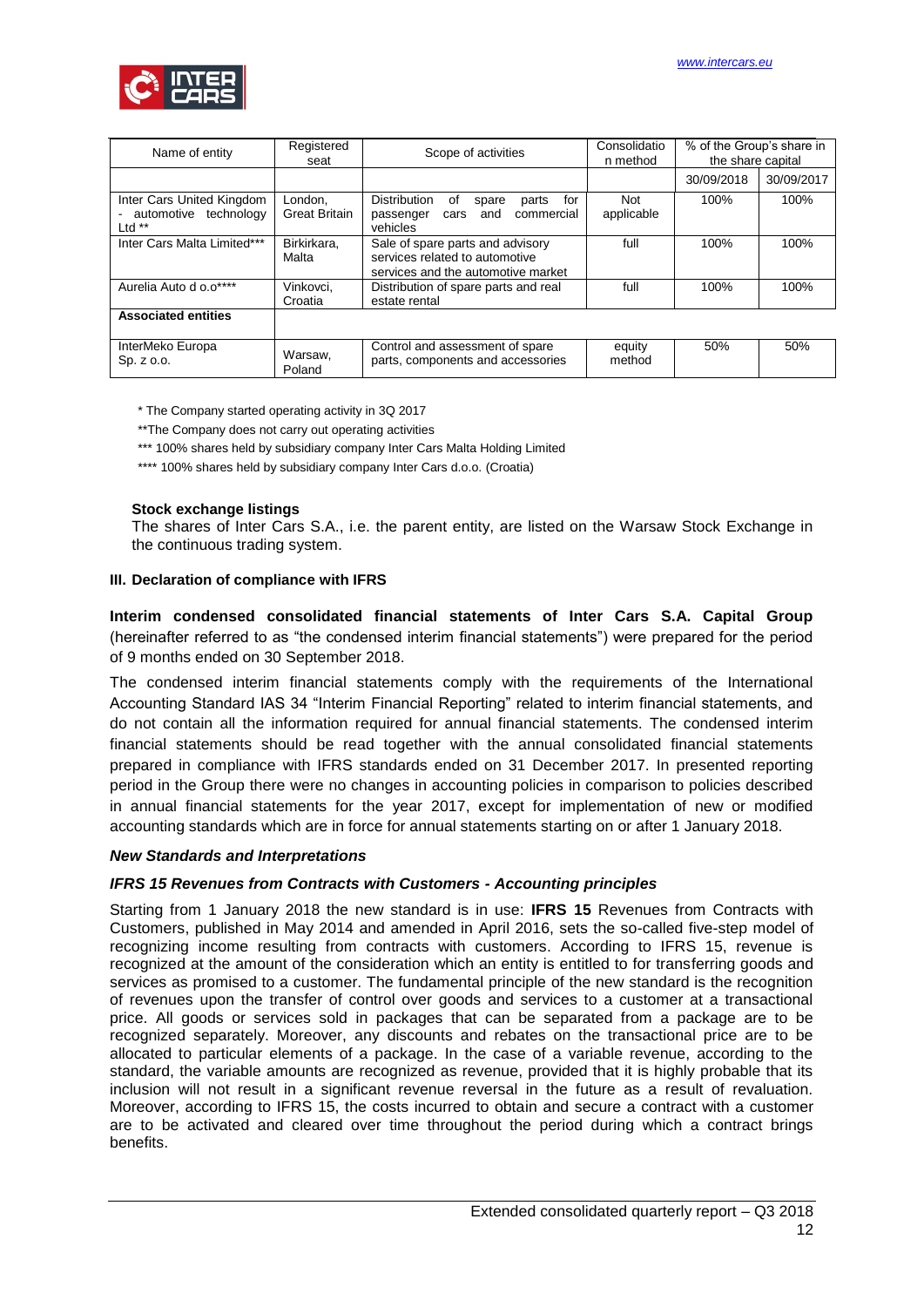| Name of entity | Registered seat | Scope of activities | Consolidation method | % of the Group's share in the share capital | |
|---|---|---|---|---|---|
| | | | | 30/09/2018 | 30/09/2017 |
| Inter Cars United Kingdom - automotive technology Ltd ** | London, Great Britain | Distribution of spare parts for passenger cars and commercial vehicles | Not applicable | 100% | 100% |
| Inter Cars Malta Limited*** | Birkirkara, Malta | Sale of spare parts and advisory services related to automotive services and the automotive market | full | 100% | 100% |
| Aurelia Auto d o.o**** | Vinkovci, Croatia | Distribution of spare parts and real estate rental | full | 100% | 100% |
| **Associated entities** | | | | | |
| InterMeko Europa Sp. z o.o. | Warsaw, Poland | Control and assessment of spare parts, components and accessories | equity method | 50% | 50% |

\* The Company started operating activity in 3Q 2017

\*\*The Company does not carry out operating activities

\*\*\* 100% shares held by subsidiary company Inter Cars Malta Holding Limited

\*\*\*\* 100% shares held by subsidiary company Inter Cars d.o.o. (Croatia)

**Stock exchange listings**

The shares of Inter Cars S.A., i.e. the parent entity, are listed on the Warsaw Stock Exchange in the continuous trading system.

## III. Declaration of compliance with IFRS

**Interim condensed consolidated financial statements of Inter Cars S.A. Capital Group** (hereinafter referred to as "the condensed interim financial statements") were prepared for the period of 9 months ended on 30 September 2018.

The condensed interim financial statements comply with the requirements of the International Accounting Standard IAS 34 "Interim Financial Reporting" related to interim financial statements, and do not contain all the information required for annual financial statements. The condensed interim financial statements should be read together with the annual consolidated financial statements prepared in compliance with IFRS standards ended on 31 December 2017. In presented reporting period in the Group there were no changes in accounting policies in comparison to policies described in annual financial statements for the year 2017, except for implementation of new or modified accounting standards which are in force for annual statements starting on or after 1 January 2018.

### *New Standards and Interpretations*

### *IFRS 15 Revenues from Contracts with Customers - Accounting principles*

Starting from 1 January 2018 the new standard is in use: **IFRS 15** Revenues from Contracts with Customers, published in May 2014 and amended in April 2016, sets the so-called five-step model of recognizing income resulting from contracts with customers. According to IFRS 15, revenue is recognized at the amount of the consideration which an entity is entitled to for transferring goods and services as promised to a customer. The fundamental principle of the new standard is the recognition of revenues upon the transfer of control over goods and services to a customer at a transactional price. All goods or services sold in packages that can be separated from a package are to be recognized separately. Moreover, any discounts and rebates on the transactional price are to be allocated to particular elements of a package. In the case of a variable revenue, according to the standard, the variable amounts are recognized as revenue, provided that it is highly probable that its inclusion will not result in a significant revenue reversal in the future as a result of revaluation. Moreover, according to IFRS 15, the costs incurred to obtain and secure a contract with a customer are to be activated and cleared over time throughout the period during which a contract brings benefits.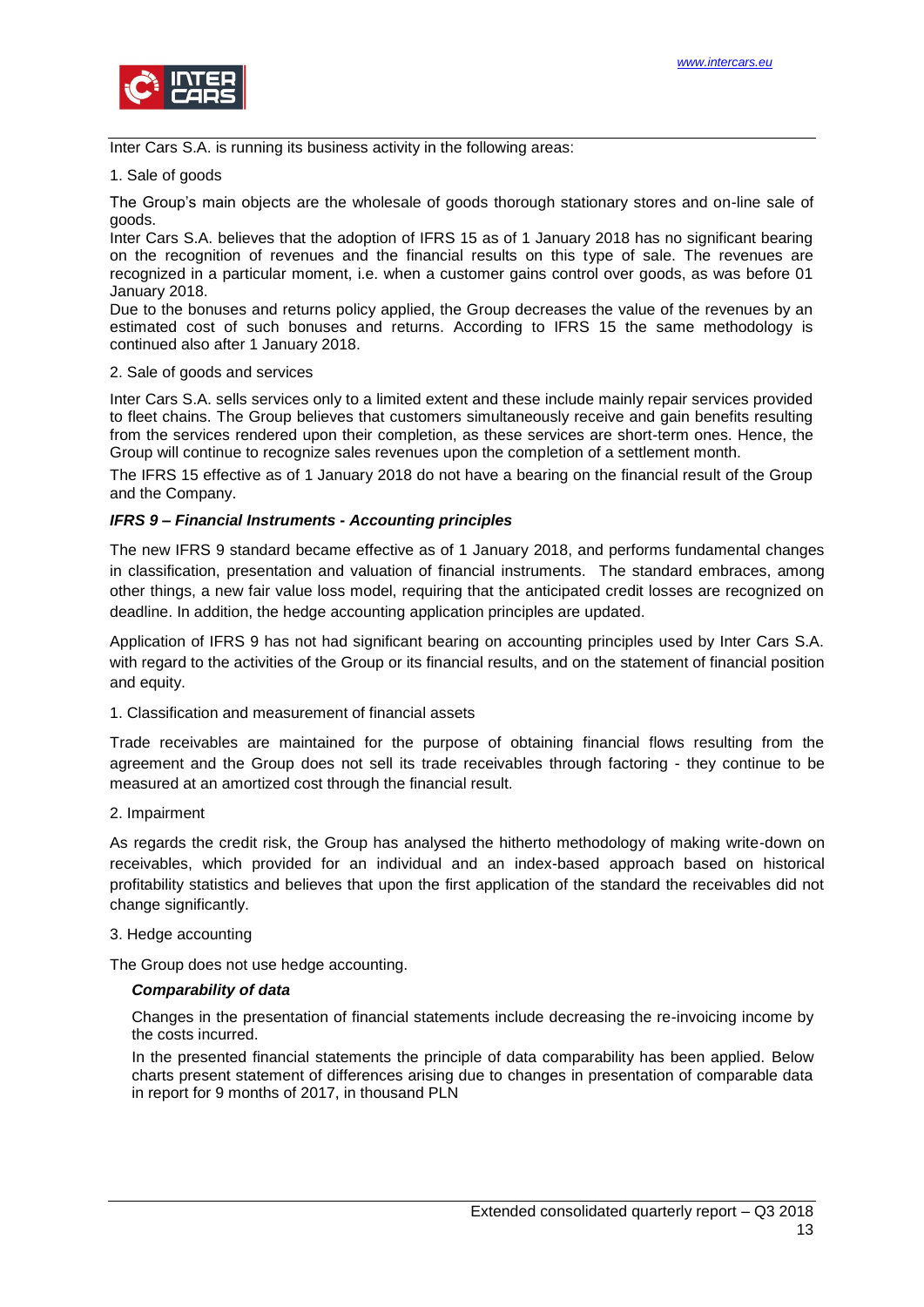Inter Cars S.A. is running its business activity in the following areas:

1. Sale of goods

The Group's main objects are the wholesale of goods thorough stationary stores and on-line sale of goods.
Inter Cars S.A. believes that the adoption of IFRS 15 as of 1 January 2018 has no significant bearing on the recognition of revenues and the financial results on this type of sale. The revenues are recognized in a particular moment, i.e. when a customer gains control over goods, as was before 01 January 2018.
Due to the bonuses and returns policy applied, the Group decreases the value of the revenues by an estimated cost of such bonuses and returns. According to IFRS 15 the same methodology is continued also after 1 January 2018.

2. Sale of goods and services

Inter Cars S.A. sells services only to a limited extent and these include mainly repair services provided to fleet chains. The Group believes that customers simultaneously receive and gain benefits resulting from the services rendered upon their completion, as these services are short-term ones. Hence, the Group will continue to recognize sales revenues upon the completion of a settlement month.

The IFRS 15 effective as of 1 January 2018 do not have a bearing on the financial result of the Group and the Company.

***IFRS 9 – Financial Instruments - Accounting principles***

The new IFRS 9 standard became effective as of 1 January 2018, and performs fundamental changes in classification, presentation and valuation of financial instruments. The standard embraces, among other things, a new fair value loss model, requiring that the anticipated credit losses are recognized on deadline. In addition, the hedge accounting application principles are updated.

Application of IFRS 9 has not had significant bearing on accounting principles used by Inter Cars S.A. with regard to the activities of the Group or its financial results, and on the statement of financial position and equity.

1. Classification and measurement of financial assets

Trade receivables are maintained for the purpose of obtaining financial flows resulting from the agreement and the Group does not sell its trade receivables through factoring - they continue to be measured at an amortized cost through the financial result.

2. Impairment

As regards the credit risk, the Group has analysed the hitherto methodology of making write-down on receivables, which provided for an individual and an index-based approach based on historical profitability statistics and believes that upon the first application of the standard the receivables did not change significantly.

3. Hedge accounting

The Group does not use hedge accounting.

***Comparability of data***

Changes in the presentation of financial statements include decreasing the re-invoicing income by the costs incurred.

In the presented financial statements the principle of data comparability has been applied. Below charts present statement of differences arising due to changes in presentation of comparable data in report for 9 months of 2017, in thousand PLN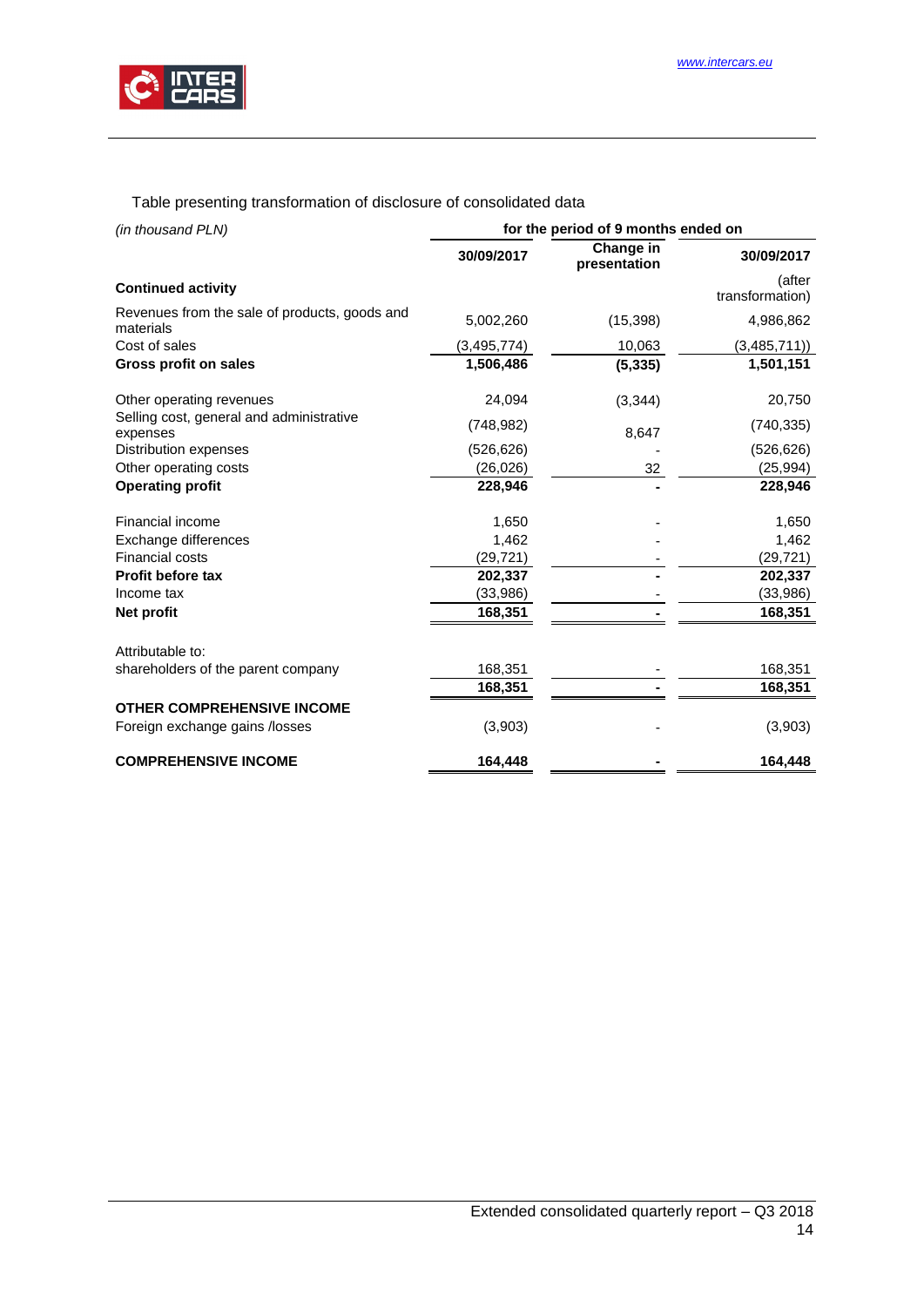Table presenting transformation of disclosure of consolidated data

| *(in thousand PLN)* | for the period of 9 months ended on | | |
|---|---|---|---|
| | **30/09/2017** | **Change in presentation** | **30/09/2017** |
| **Continued activity** | | | (after transformation) |
| Revenues from the sale of products, goods and materials | 5,002,260 | (15,398) | 4,986,862 |
| Cost of sales | (3,495,774) | 10,063 | (3,485,711)) |
| **Gross profit on sales** | **1,506,486** | **(5,335)** | **1,501,151** |
| Other operating revenues | 24,094 | (3,344) | 20,750 |
| Selling cost, general and administrative expenses | (748,982) | 8,647 | (740,335) |
| Distribution expenses | (526,626) | - | (526,626) |
| Other operating costs | (26,026) | 32 | (25,994) |
| **Operating profit** | **228,946** | **-** | **228,946** |
| Financial income | 1,650 | - | 1,650 |
| Exchange differences | 1,462 | - | 1,462 |
| Financial costs | (29,721) | - | (29,721) |
| **Profit before tax** | **202,337** | **-** | **202,337** |
| Income tax | (33,986) | - | (33,986) |
| **Net profit** | **168,351** | **-** | **168,351** |
| Attributable to: | | | |
| shareholders of the parent company | 168,351 | - | 168,351 |
| | **168,351** | **-** | **168,351** |
| **OTHER COMPREHENSIVE INCOME** | | | |
| Foreign exchange gains /losses | (3,903) | - | (3,903) |
| **COMPREHENSIVE INCOME** | **164,448** | **-** | **164,448** |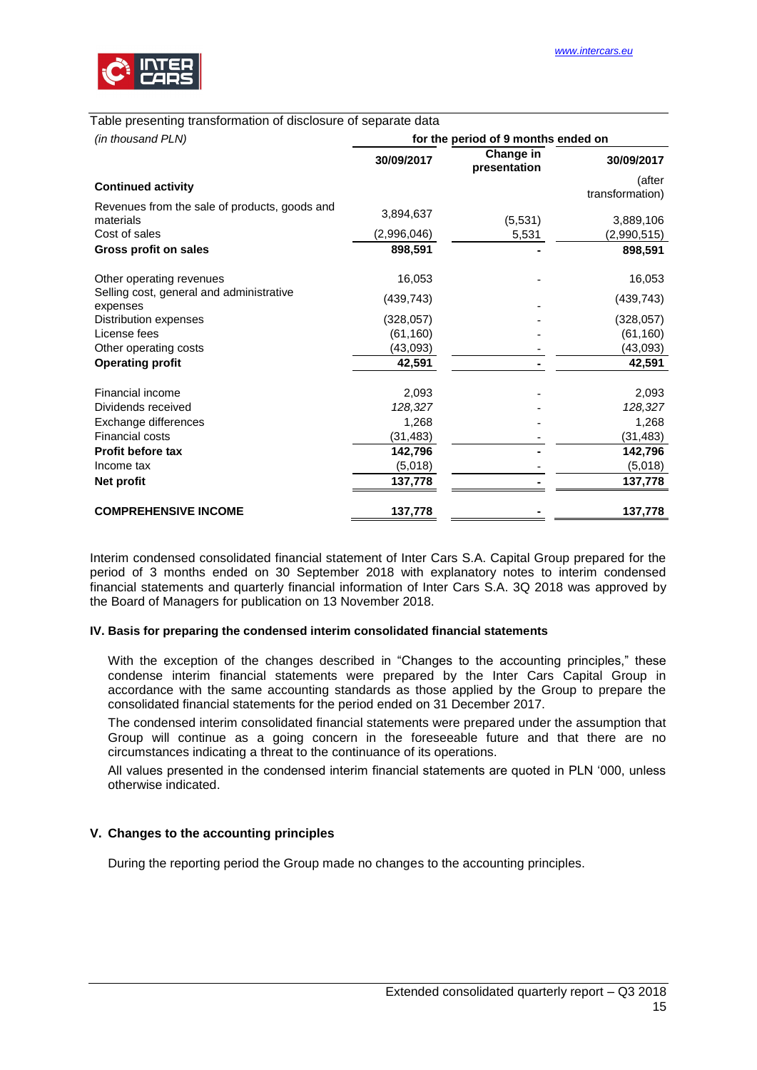Table presenting transformation of disclosure of separate data

| *(in thousand PLN)* | for the period of 9 months ended on | | |
|---|---|---|---|
| | **30/09/2017** | **Change in presentation** | **30/09/2017** |
| **Continued activity** | | | (after transformation) |
| Revenues from the sale of products, goods and materials | 3,894,637 | (5,531) | 3,889,106 |
| Cost of sales | (2,996,046) | 5,531 | (2,990,515) |
| **Gross profit on sales** | **898,591** | **-** | **898,591** |
| Other operating revenues | 16,053 | - | 16,053 |
| Selling cost, general and administrative expenses | (439,743) | - | (439,743) |
| Distribution expenses | (328,057) | - | (328,057) |
| License fees | (61,160) | - | (61,160) |
| Other operating costs | (43,093) | - | (43,093) |
| **Operating profit** | **42,591** | **-** | **42,591** |
| Financial income | 2,093 | - | 2,093 |
| Dividends received | *128,327* | - | *128,327* |
| Exchange differences | 1,268 | - | 1,268 |
| Financial costs | (31,483) | - | (31,483) |
| **Profit before tax** | **142,796** | **-** | **142,796** |
| Income tax | (5,018) | - | (5,018) |
| **Net profit** | **137,778** | **-** | **137,778** |
| **COMPREHENSIVE INCOME** | **137,778** | **-** | **137,778** |

Interim condensed consolidated financial statement of Inter Cars S.A. Capital Group prepared for the period of 3 months ended on 30 September 2018 with explanatory notes to interim condensed financial statements and quarterly financial information of Inter Cars S.A. 3Q 2018 was approved by the Board of Managers for publication on 13 November 2018.

## IV. Basis for preparing the condensed interim consolidated financial statements

With the exception of the changes described in "Changes to the accounting principles," these condense interim financial statements were prepared by the Inter Cars Capital Group in accordance with the same accounting standards as those applied by the Group to prepare the consolidated financial statements for the period ended on 31 December 2017.

The condensed interim consolidated financial statements were prepared under the assumption that Group will continue as a going concern in the foreseeable future and that there are no circumstances indicating a threat to the continuance of its operations.

All values presented in the condensed interim financial statements are quoted in PLN '000, unless otherwise indicated.

## V. Changes to the accounting principles

During the reporting period the Group made no changes to the accounting principles.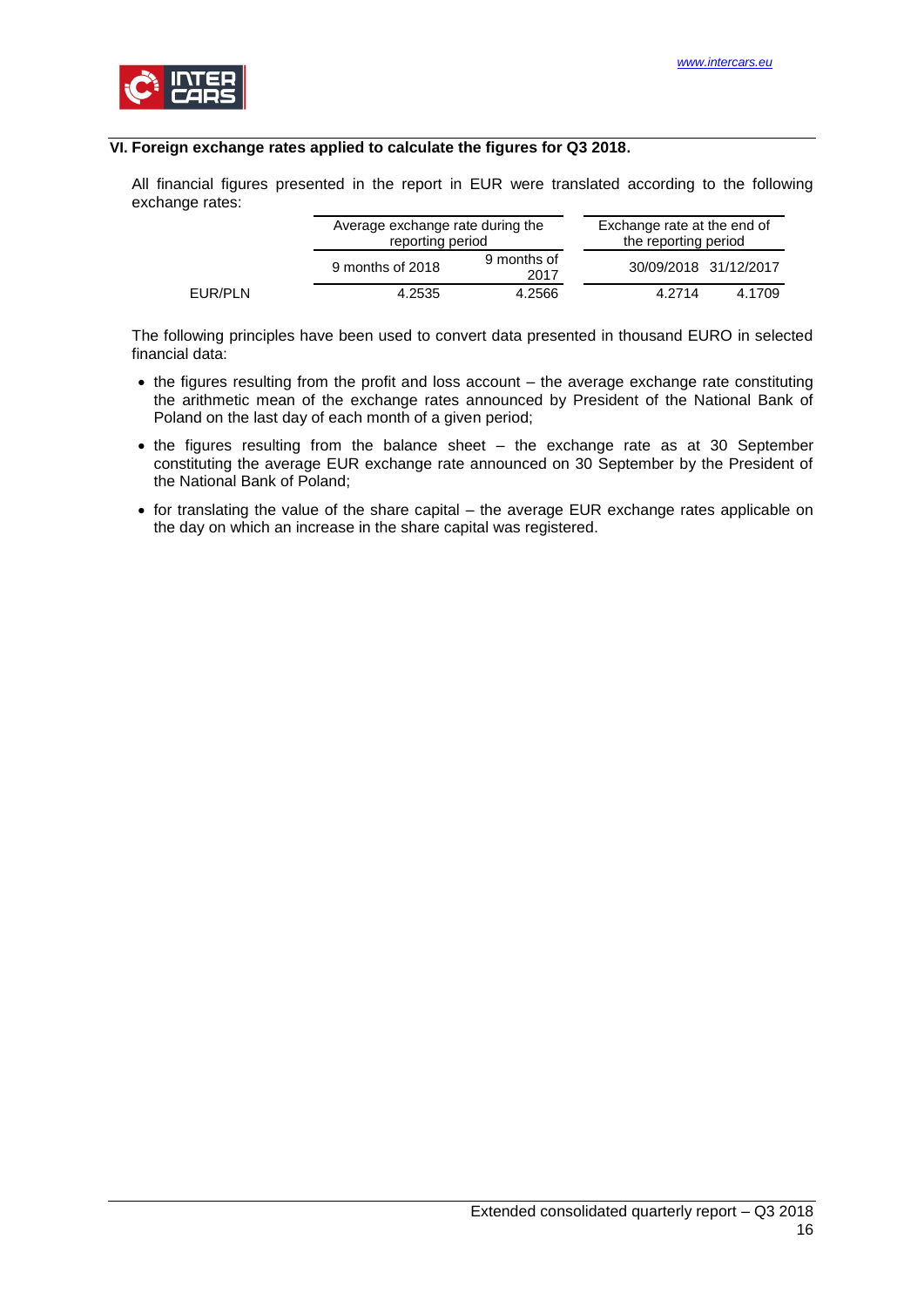## VI. Foreign exchange rates applied to calculate the figures for Q3 2018.

All financial figures presented in the report in EUR were translated according to the following exchange rates:

| | Average exchange rate during the reporting period | | Exchange rate at the end of the reporting period | |
|---|---|---|---|---|
| | 9 months of 2018 | 9 months of 2017 | 30/09/2018 | 31/12/2017 |
| EUR/PLN | 4.2535 | 4.2566 | 4.2714 | 4.1709 |

The following principles have been used to convert data presented in thousand EURO in selected financial data:

- the figures resulting from the profit and loss account – the average exchange rate constituting the arithmetic mean of the exchange rates announced by President of the National Bank of Poland on the last day of each month of a given period;
- the figures resulting from the balance sheet – the exchange rate as at 30 September constituting the average EUR exchange rate announced on 30 September by the President of the National Bank of Poland;
- for translating the value of the share capital – the average EUR exchange rates applicable on the day on which an increase in the share capital was registered.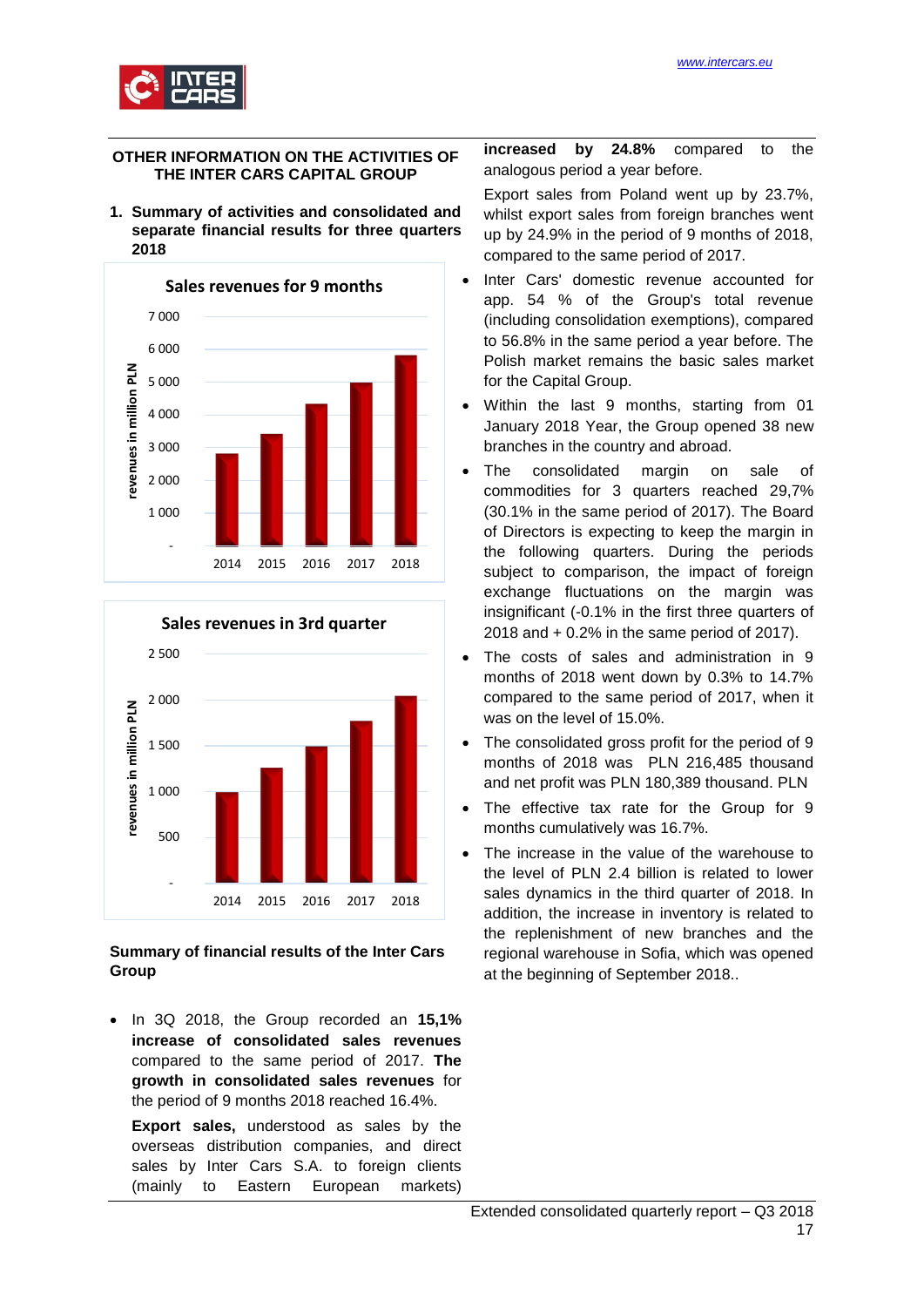## OTHER INFORMATION ON THE ACTIVITIES OF THE INTER CARS CAPITAL GROUP

### 1. Summary of activities and consolidated and separate financial results for three quarters 2018

Sales revenues for 9 months

Sales revenues in 3rd quarter

### Summary of financial results of the Inter Cars Group

- In 3Q 2018, the Group recorded an **15,1% increase of consolidated sales revenues** compared to the same period of 2017. **The growth in consolidated sales revenues** for the period of 9 months 2018 reached 16.4%.

  **Export sales,** understood as sales by the overseas distribution companies, and direct sales by Inter Cars S.A. to foreign clients (mainly to Eastern European markets) **increased by 24.8%** compared to the analogous period a year before.

  Export sales from Poland went up by 23.7%, whilst export sales from foreign branches went up by 24.9% in the period of 9 months of 2018, compared to the same period of 2017.

- Inter Cars' domestic revenue accounted for app. 54 % of the Group's total revenue (including consolidation exemptions), compared to 56.8% in the same period a year before. The Polish market remains the basic sales market for the Capital Group.
- Within the last 9 months, starting from 01 January 2018 Year, the Group opened 38 new branches in the country and abroad.
- The consolidated margin on sale of commodities for 3 quarters reached 29,7% (30.1% in the same period of 2017). The Board of Directors is expecting to keep the margin in the following quarters. During the periods subject to comparison, the impact of foreign exchange fluctuations on the margin was insignificant (-0.1% in the first three quarters of 2018 and + 0.2% in the same period of 2017).
- The costs of sales and administration in 9 months of 2018 went down by 0.3% to 14.7% compared to the same period of 2017, when it was on the level of 15.0%.
- The consolidated gross profit for the period of 9 months of 2018 was PLN 216,485 thousand and net profit was PLN 180,389 thousand. PLN
- The effective tax rate for the Group for 9 months cumulatively was 16.7%.
- The increase in the value of the warehouse to the level of PLN 2.4 billion is related to lower sales dynamics in the third quarter of 2018. In addition, the increase in inventory is related to the replenishment of new branches and the regional warehouse in Sofia, which was opened at the beginning of September 2018..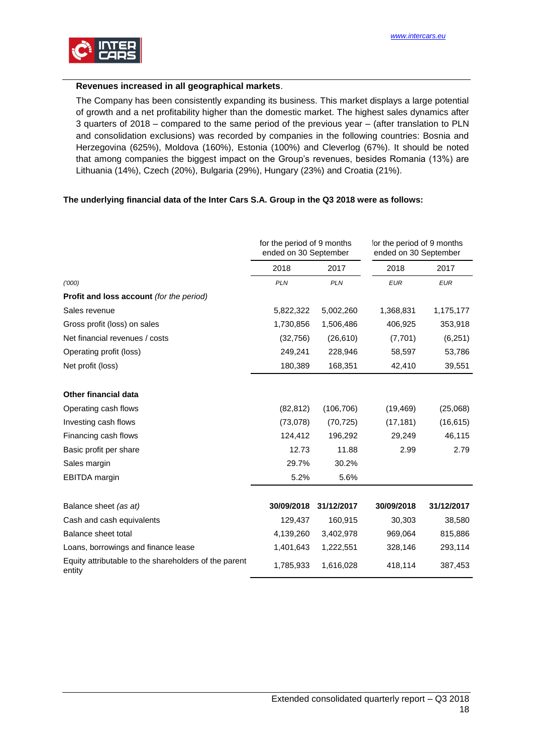**Revenues increased in all geographical markets**.

The Company has been consistently expanding its business. This market displays a large potential of growth and a net profitability higher than the domestic market. The highest sales dynamics after 3 quarters of 2018 – compared to the same period of the previous year – (after translation to PLN and consolidation exclusions) was recorded by companies in the following countries: Bosnia and Herzegovina (625%), Moldova (160%), Estonia (100%) and Cleverlog (67%). It should be noted that among companies the biggest impact on the Group's revenues, besides Romania (13%) are Lithuania (14%), Czech (20%), Bulgaria (29%), Hungary (23%) and Croatia (21%).

**The underlying financial data of the Inter Cars S.A. Group in the Q3 2018 were as follows:**

| | for the period of 9 months ended on 30 September | | for the period of 9 months ended on 30 September | |
|---|---|---|---|---|
| | 2018 | 2017 | 2018 | 2017 |
| *('000)* | *PLN* | *PLN* | *EUR* | *EUR* |
| **Profit and loss account** *(for the period)* | | | | |
| Sales revenue | 5,822,322 | 5,002,260 | 1,368,831 | 1,175,177 |
| Gross profit (loss) on sales | 1,730,856 | 1,506,486 | 406,925 | 353,918 |
| Net financial revenues / costs | (32,756) | (26,610) | (7,701) | (6,251) |
| Operating profit (loss) | 249,241 | 228,946 | 58,597 | 53,786 |
| Net profit (loss) | 180,389 | 168,351 | 42,410 | 39,551 |
| **Other financial data** | | | | |
| Operating cash flows | (82,812) | (106,706) | (19,469) | (25,068) |
| Investing cash flows | (73,078) | (70,725) | (17,181) | (16,615) |
| Financing cash flows | 124,412 | 196,292 | 29,249 | 46,115 |
| Basic profit per share | 12.73 | 11.88 | 2.99 | 2.79 |
| Sales margin | 29.7% | 30.2% | | |
| EBITDA margin | 5.2% | 5.6% | | |
| Balance sheet *(as at)* | **30/09/2018** | **31/12/2017** | **30/09/2018** | **31/12/2017** |
| Cash and cash equivalents | 129,437 | 160,915 | 30,303 | 38,580 |
| Balance sheet total | 4,139,260 | 3,402,978 | 969,064 | 815,886 |
| Loans, borrowings and finance lease | 1,401,643 | 1,222,551 | 328,146 | 293,114 |
| Equity attributable to the shareholders of the parent entity | 1,785,933 | 1,616,028 | 418,114 | 387,453 |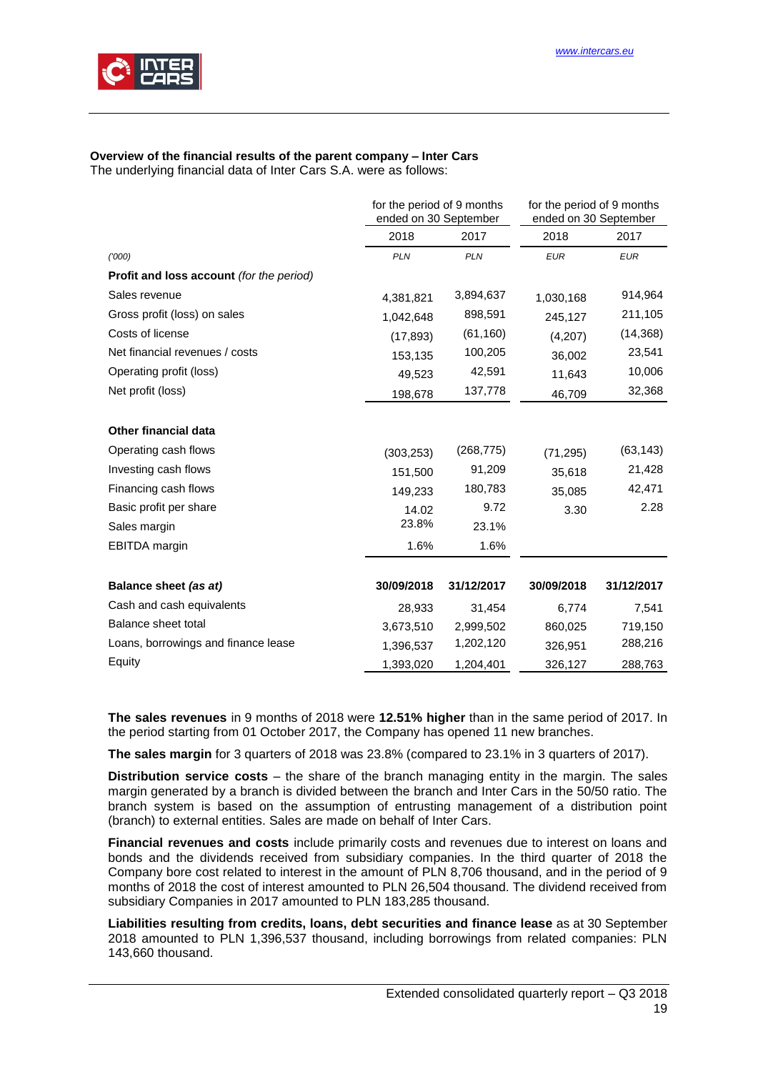**Overview of the financial results of the parent company – Inter Cars**

The underlying financial data of Inter Cars S.A. were as follows:

| | for the period of 9 months ended on 30 September | | for the period of 9 months ended on 30 September | |
|---|---|---|---|---|
| | 2018 | 2017 | 2018 | 2017 |
| *('000)* | *PLN* | *PLN* | *EUR* | *EUR* |
| **Profit and loss account** *(for the period)* | | | | |
| Sales revenue | 4,381,821 | 3,894,637 | 1,030,168 | 914,964 |
| Gross profit (loss) on sales | 1,042,648 | 898,591 | 245,127 | 211,105 |
| Costs of license | (17,893) | (61,160) | (4,207) | (14,368) |
| Net financial revenues / costs | 153,135 | 100,205 | 36,002 | 23,541 |
| Operating profit (loss) | 49,523 | 42,591 | 11,643 | 10,006 |
| Net profit (loss) | 198,678 | 137,778 | 46,709 | 32,368 |
| | | | | |
| **Other financial data** | | | | |
| Operating cash flows | (303,253) | (268,775) | (71,295) | (63,143) |
| Investing cash flows | 151,500 | 91,209 | 35,618 | 21,428 |
| Financing cash flows | 149,233 | 180,783 | 35,085 | 42,471 |
| Basic profit per share | 14.02 | 9.72 | 3.30 | 2.28 |
| Sales margin | 23.8% | 23.1% | | |
| EBITDA margin | 1.6% | 1.6% | | |
| | | | | |
| **Balance sheet** ***(as at)*** | **30/09/2018** | **31/12/2017** | **30/09/2018** | **31/12/2017** |
| Cash and cash equivalents | 28,933 | 31,454 | 6,774 | 7,541 |
| Balance sheet total | 3,673,510 | 2,999,502 | 860,025 | 719,150 |
| Loans, borrowings and finance lease | 1,396,537 | 1,202,120 | 326,951 | 288,216 |
| Equity | 1,393,020 | 1,204,401 | 326,127 | 288,763 |

**The sales revenues** in 9 months of 2018 were **12.51% higher** than in the same period of 2017. In the period starting from 01 October 2017, the Company has opened 11 new branches.

**The sales margin** for 3 quarters of 2018 was 23.8% (compared to 23.1% in 3 quarters of 2017).

**Distribution service costs** – the share of the branch managing entity in the margin. The sales margin generated by a branch is divided between the branch and Inter Cars in the 50/50 ratio. The branch system is based on the assumption of entrusting management of a distribution point (branch) to external entities. Sales are made on behalf of Inter Cars.

**Financial revenues and costs** include primarily costs and revenues due to interest on loans and bonds and the dividends received from subsidiary companies. In the third quarter of 2018 the Company bore cost related to interest in the amount of PLN 8,706 thousand, and in the period of 9 months of 2018 the cost of interest amounted to PLN 26,504 thousand. The dividend received from subsidiary Companies in 2017 amounted to PLN 183,285 thousand.

**Liabilities resulting from credits, loans, debt securities and finance lease** as at 30 September 2018 amounted to PLN 1,396,537 thousand, including borrowings from related companies: PLN 143,660 thousand.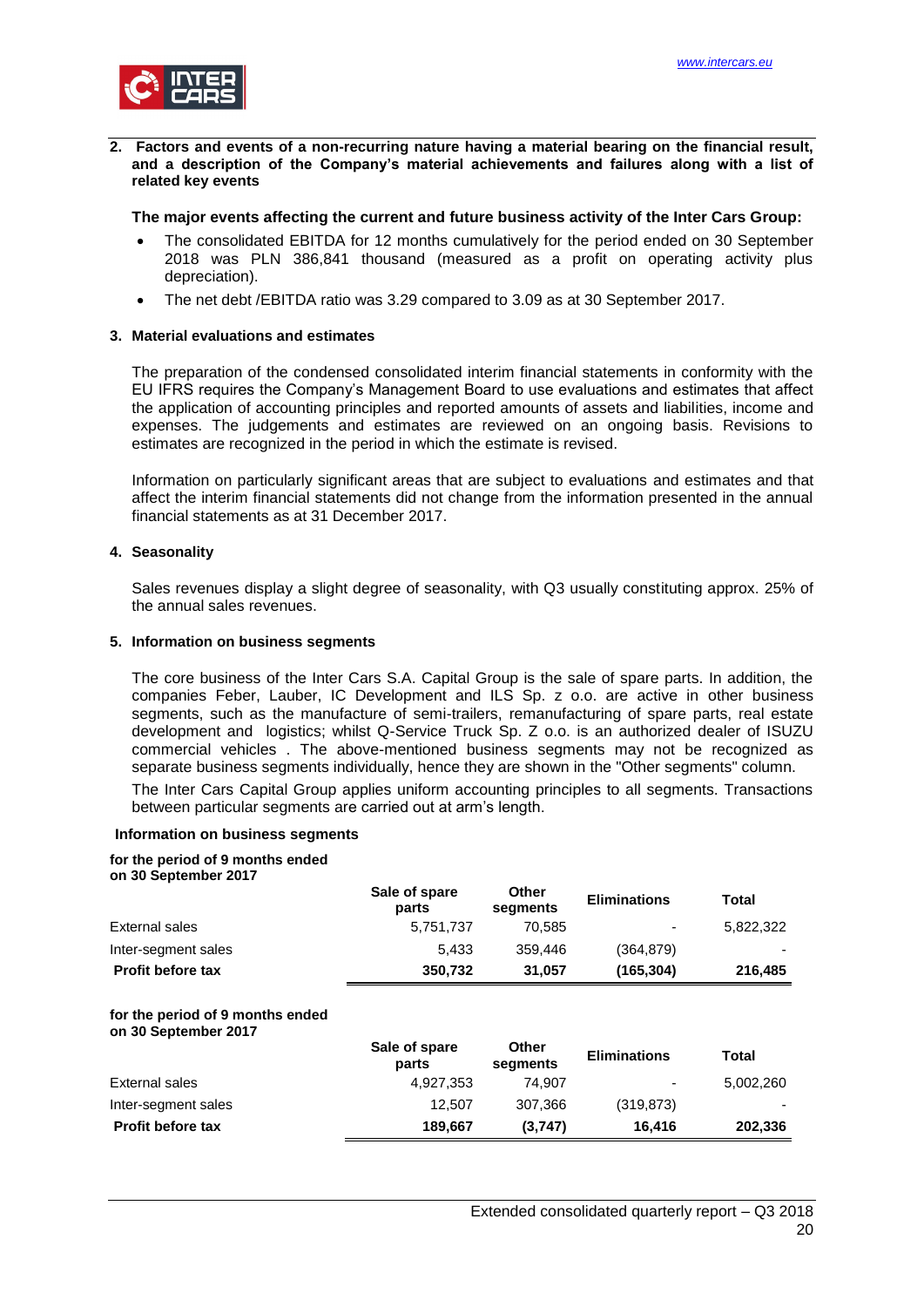## 2. Factors and events of a non-recurring nature having a material bearing on the financial result, and a description of the Company's material achievements and failures along with a list of related key events

**The major events affecting the current and future business activity of the Inter Cars Group:**

- The consolidated EBITDA for 12 months cumulatively for the period ended on 30 September 2018 was PLN 386,841 thousand (measured as a profit on operating activity plus depreciation).
- The net debt /EBITDA ratio was 3.29 compared to 3.09 as at 30 September 2017.

## 3. Material evaluations and estimates

The preparation of the condensed consolidated interim financial statements in conformity with the EU IFRS requires the Company's Management Board to use evaluations and estimates that affect the application of accounting principles and reported amounts of assets and liabilities, income and expenses. The judgements and estimates are reviewed on an ongoing basis. Revisions to estimates are recognized in the period in which the estimate is revised.

Information on particularly significant areas that are subject to evaluations and estimates and that affect the interim financial statements did not change from the information presented in the annual financial statements as at 31 December 2017.

## 4. Seasonality

Sales revenues display a slight degree of seasonality, with Q3 usually constituting approx. 25% of the annual sales revenues.

## 5. Information on business segments

The core business of the Inter Cars S.A. Capital Group is the sale of spare parts. In addition, the companies Feber, Lauber, IC Development and ILS Sp. z o.o. are active in other business segments, such as the manufacture of semi-trailers, remanufacturing of spare parts, real estate development and logistics; whilst Q-Service Truck Sp. Z o.o. is an authorized dealer of ISUZU commercial vehicles . The above-mentioned business segments may not be recognized as separate business segments individually, hence they are shown in the "Other segments" column.

The Inter Cars Capital Group applies uniform accounting principles to all segments. Transactions between particular segments are carried out at arm's length.

**Information on business segments**

**for the period of 9 months ended on 30 September 2017**

| | Sale of spare parts | Other segments | Eliminations | Total |
|---|---|---|---|---|
| External sales | 5,751,737 | 70,585 | - | 5,822,322 |
| Inter-segment sales | 5,433 | 359,446 | (364,879) | - |
| **Profit before tax** | **350,732** | **31,057** | **(165,304)** | **216,485** |

**for the period of 9 months ended on 30 September 2017**

| | Sale of spare parts | Other segments | Eliminations | Total |
|---|---|---|---|---|
| External sales | 4,927,353 | 74,907 | - | 5,002,260 |
| Inter-segment sales | 12,507 | 307,366 | (319,873) | - |
| **Profit before tax** | **189,667** | **(3,747)** | **16,416** | **202,336** |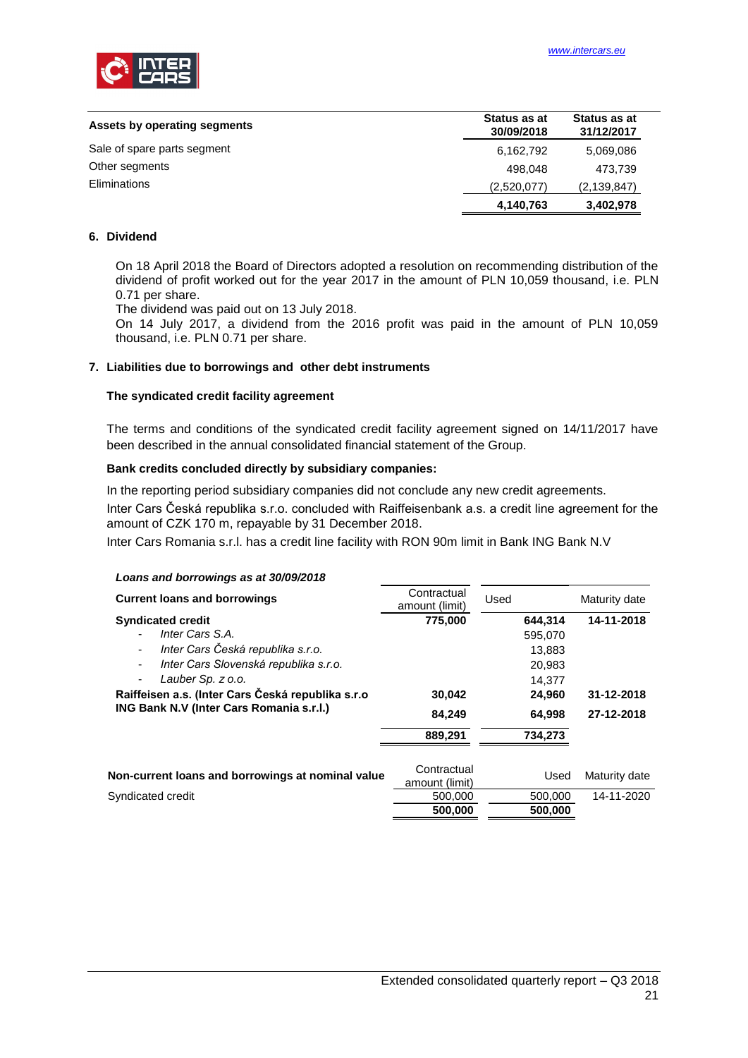| Assets by operating segments | Status as at 30/09/2018 | Status as at 31/12/2017 |
|---|---|---|
| Sale of spare parts segment | 6,162,792 | 5,069,086 |
| Other segments | 498,048 | 473,739 |
| Eliminations | (2,520,077) | (2,139,847) |
| | **4,140,763** | **3,402,978** |

## 6. Dividend

On 18 April 2018 the Board of Directors adopted a resolution on recommending distribution of the dividend of profit worked out for the year 2017 in the amount of PLN 10,059 thousand, i.e. PLN 0.71 per share.

The dividend was paid out on 13 July 2018.

On 14 July 2017, a dividend from the 2016 profit was paid in the amount of PLN 10,059 thousand, i.e. PLN 0.71 per share.

## 7. Liabilities due to borrowings and other debt instruments

### The syndicated credit facility agreement

The terms and conditions of the syndicated credit facility agreement signed on 14/11/2017 have been described in the annual consolidated financial statement of the Group.

### Bank credits concluded directly by subsidiary companies:

In the reporting period subsidiary companies did not conclude any new credit agreements.

Inter Cars Česká republika s.r.o. concluded with Raiffeisenbank a.s. a credit line agreement for the amount of CZK 170 m, repayable by 31 December 2018.

Inter Cars Romania s.r.l. has a credit line facility with RON 90m limit in Bank ING Bank N.V

***Loans and borrowings as at 30/09/2018***

| Current loans and borrowings | Contractual amount (limit) | Used | Maturity date |
|---|---|---|---|
| **Syndicated credit** | **775,000** | **644,314** | **14-11-2018** |
| - *Inter Cars S.A.* | | 595,070 | |
| - *Inter Cars Česká republika s.r.o.* | | 13,883 | |
| - *Inter Cars Slovenská republika s.r.o.* | | 20,983 | |
| - *Lauber Sp. z o.o.* | | 14,377 | |
| **Raiffeisen a.s. (Inter Cars Česká republika s.r.o** | **30,042** | **24,960** | **31-12-2018** |
| **ING Bank N.V (Inter Cars Romania s.r.l.)** | **84,249** | **64,998** | **27-12-2018** |
| | **889,291** | **734,273** | |

| Non-current loans and borrowings at nominal value | Contractual amount (limit) | Used | Maturity date |
|---|---|---|---|
| Syndicated credit | 500,000 | 500,000 | 14-11-2020 |
| | **500,000** | **500,000** | |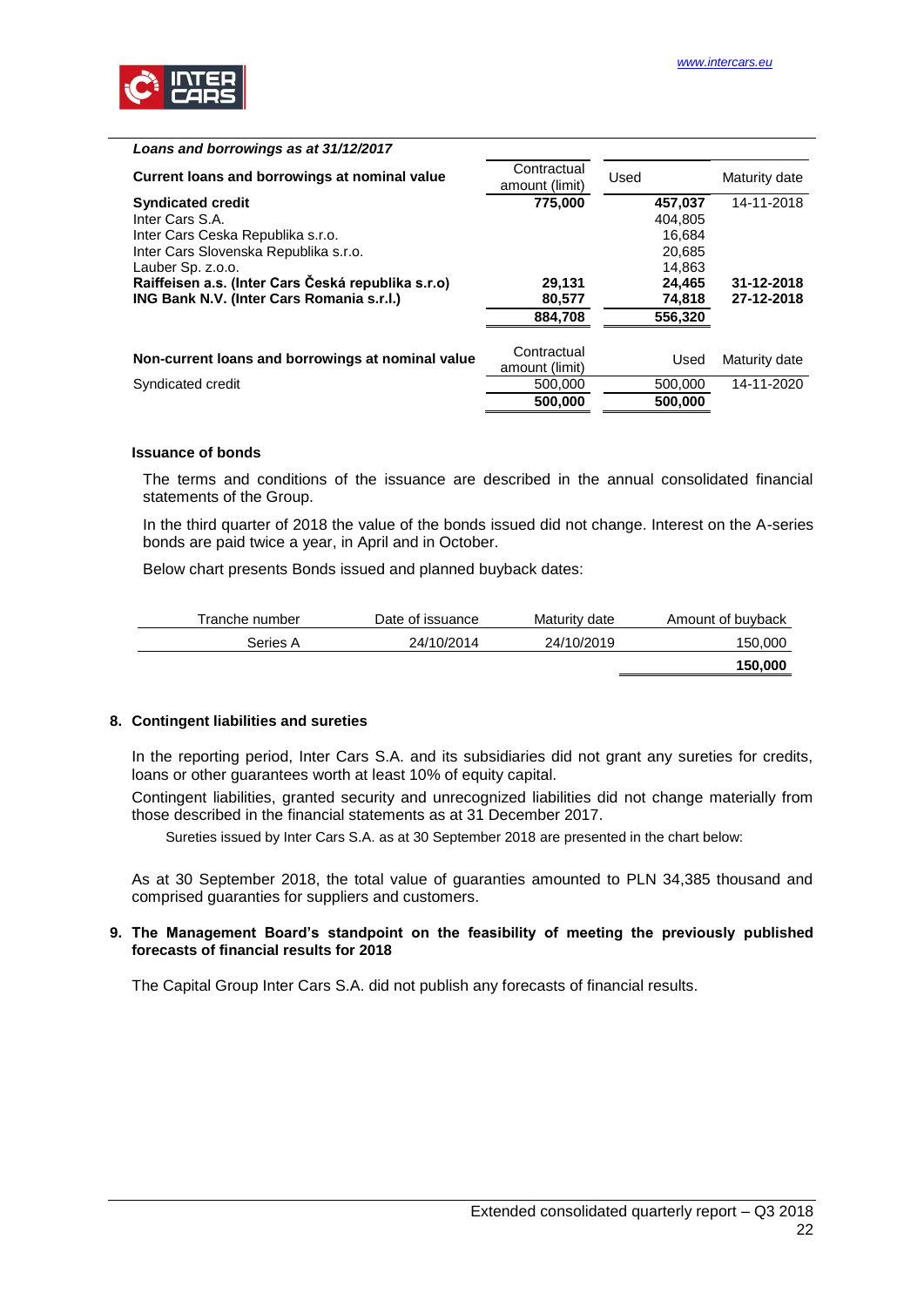*Loans and borrowings as at 31/12/2017*

| Current loans and borrowings at nominal value | Contractual amount (limit) | Used | Maturity date |
|---|---|---|---|
| **Syndicated credit** | **775,000** | **457,037** | 14-11-2018 |
| Inter Cars S.A. | | 404,805 | |
| Inter Cars Ceska Republika s.r.o. | | 16,684 | |
| Inter Cars Slovenska Republika s.r.o. | | 20,685 | |
| Lauber Sp. z.o.o. | | 14,863 | |
| **Raiffeisen a.s. (Inter Cars Česká republika s.r.o)** | **29,131** | **24,465** | **31-12-2018** |
| **ING Bank N.V. (Inter Cars Romania s.r.l.)** | **80,577** | **74,818** | **27-12-2018** |
| | **884,708** | **556,320** | |

| Non-current loans and borrowings at nominal value | Contractual amount (limit) | Used | Maturity date |
|---|---|---|---|
| Syndicated credit | 500,000 | 500,000 | 14-11-2020 |
| | **500,000** | **500,000** | |

### Issuance of bonds

The terms and conditions of the issuance are described in the annual consolidated financial statements of the Group.

In the third quarter of 2018 the value of the bonds issued did not change. Interest on the A-series bonds are paid twice a year, in April and in October.

Below chart presents Bonds issued and planned buyback dates:

| Tranche number | Date of issuance | Maturity date | Amount of buyback |
|---|---|---|---|
| Series A | 24/10/2014 | 24/10/2019 | 150,000 |
| | | | **150,000** |

## 8. Contingent liabilities and sureties

In the reporting period, Inter Cars S.A. and its subsidiaries did not grant any sureties for credits, loans or other guarantees worth at least 10% of equity capital.

Contingent liabilities, granted security and unrecognized liabilities did not change materially from those described in the financial statements as at 31 December 2017.

Sureties issued by Inter Cars S.A. as at 30 September 2018 are presented in the chart below:

As at 30 September 2018, the total value of guarantees amounted to PLN 34,385 thousand and comprised guarantees for suppliers and customers.

## 9. The Management Board's standpoint on the feasibility of meeting the previously published forecasts of financial results for 2018

The Capital Group Inter Cars S.A. did not publish any forecasts of financial results.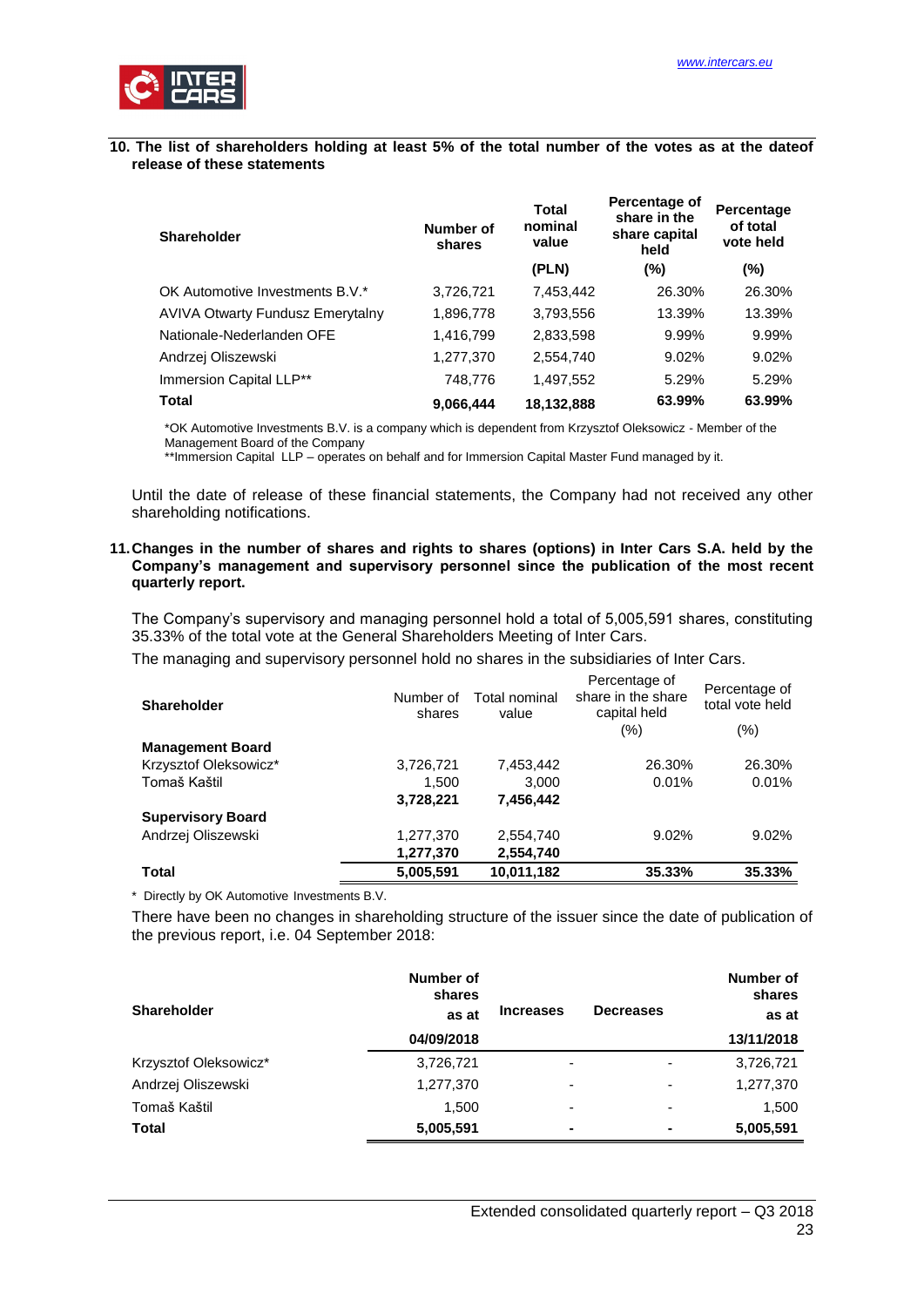## 10. The list of shareholders holding at least 5% of the total number of the votes as at the dateof release of these statements

| Shareholder | Number of shares | Total nominal value | Percentage of share in the share capital held | Percentage of total vote held |
|---|---|---|---|---|
| | | (PLN) | (%) | (%) |
| OK Automotive Investments B.V.* | 3,726,721 | 7,453,442 | 26.30% | 26.30% |
| AVIVA Otwarty Fundusz Emerytalny | 1,896,778 | 3,793,556 | 13.39% | 13.39% |
| Nationale-Nederlanden OFE | 1,416,799 | 2,833,598 | 9.99% | 9.99% |
| Andrzej Oliszewski | 1,277,370 | 2,554,740 | 9.02% | 9.02% |
| Immersion Capital LLP** | 748,776 | 1,497,552 | 5.29% | 5.29% |
| **Total** | **9,066,444** | **18,132,888** | **63.99%** | **63.99%** |

*OK Automotive Investments B.V. is a company which is dependent from Krzysztof Oleksowicz - Member of the Management Board of the Company
**Immersion Capital LLP – operates on behalf and for Immersion Capital Master Fund managed by it.

Until the date of release of these financial statements, the Company had not received any other shareholding notifications.

## 11. Changes in the number of shares and rights to shares (options) in Inter Cars S.A. held by the Company's management and supervisory personnel since the publication of the most recent quarterly report.

The Company's supervisory and managing personnel hold a total of 5,005,591 shares, constituting 35.33% of the total vote at the General Shareholders Meeting of Inter Cars.

The managing and supervisory personnel hold no shares in the subsidiaries of Inter Cars.

| Shareholder | Number of shares | Total nominal value | Percentage of share in the share capital held | Percentage of total vote held |
|---|---|---|---|---|
| | | | (%) | (%) |
| **Management Board** | | | | |
| Krzysztof Oleksowicz* | 3,726,721 | 7,453,442 | 26.30% | 26.30% |
| Tomaš Kaštil | 1,500 | 3,000 | 0.01% | 0.01% |
| | **3,728,221** | **7,456,442** | | |
| **Supervisory Board** | | | | |
| Andrzej Oliszewski | 1,277,370 | 2,554,740 | 9.02% | 9.02% |
| | **1,277,370** | **2,554,740** | | |
| **Total** | **5,005,591** | **10,011,182** | **35.33%** | **35.33%** |

\* Directly by OK Automotive Investments B.V.

There have been no changes in shareholding structure of the issuer since the date of publication of the previous report, i.e. 04 September 2018:

| Shareholder | Number of shares as at 04/09/2018 | Increases | Decreases | Number of shares as at 13/11/2018 |
|---|---|---|---|---|
| Krzysztof Oleksowicz* | 3,726,721 | - | - | 3,726,721 |
| Andrzej Oliszewski | 1,277,370 | - | - | 1,277,370 |
| Tomaš Kaštil | 1,500 | - | - | 1,500 |
| **Total** | **5,005,591** | **-** | **-** | **5,005,591** |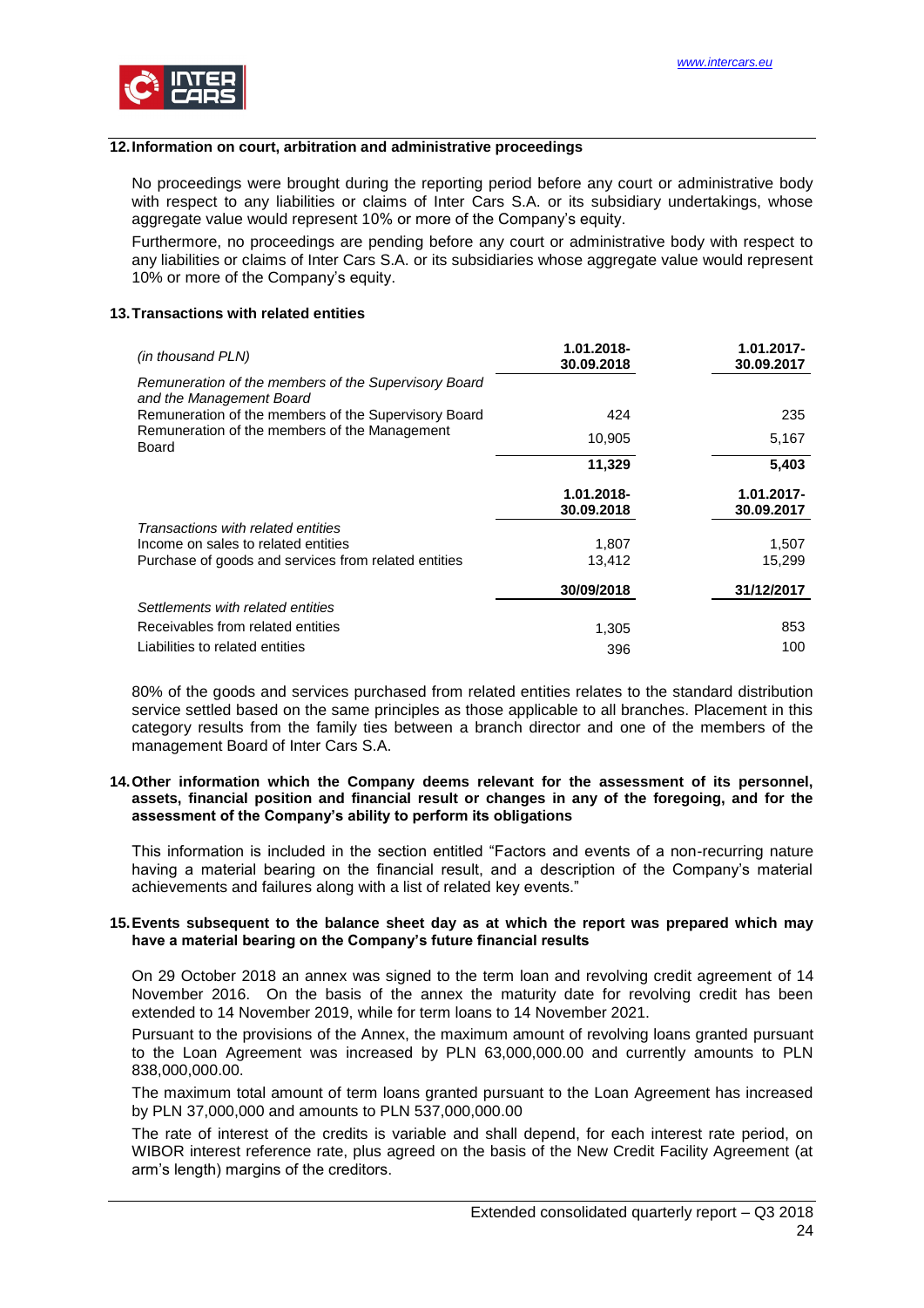## 12. Information on court, arbitration and administrative proceedings

No proceedings were brought during the reporting period before any court or administrative body with respect to any liabilities or claims of Inter Cars S.A. or its subsidiary undertakings, whose aggregate value would represent 10% or more of the Company's equity.

Furthermore, no proceedings are pending before any court or administrative body with respect to any liabilities or claims of Inter Cars S.A. or its subsidiaries whose aggregate value would represent 10% or more of the Company's equity.

## 13. Transactions with related entities

| *(in thousand PLN)* | 1.01.2018-30.09.2018 | 1.01.2017-30.09.2017 |
|---|---|---|
| *Remuneration of the members of the Supervisory Board and the Management Board* | | |
| Remuneration of the members of the Supervisory Board | 424 | 235 |
| Remuneration of the members of the Management Board | 10,905 | 5,167 |
| | **11,329** | **5,403** |
| | **1.01.2018-30.09.2018** | **1.01.2017-30.09.2017** |
| *Transactions with related entities* | | |
| Income on sales to related entities | 1,807 | 1,507 |
| Purchase of goods and services from related entities | 13,412 | 15,299 |
| | **30/09/2018** | **31/12/2017** |
| *Settlements with related entities* | | |
| Receivables from related entities | 1,305 | 853 |
| Liabilities to related entities | 396 | 100 |

80% of the goods and services purchased from related entities relates to the standard distribution service settled based on the same principles as those applicable to all branches. Placement in this category results from the family ties between a branch director and one of the members of the management Board of Inter Cars S.A.

## 14. Other information which the Company deems relevant for the assessment of its personnel, assets, financial position and financial result or changes in any of the foregoing, and for the assessment of the Company's ability to perform its obligations

This information is included in the section entitled "Factors and events of a non-recurring nature having a material bearing on the financial result, and a description of the Company's material achievements and failures along with a list of related key events."

## 15. Events subsequent to the balance sheet day as at which the report was prepared which may have a material bearing on the Company's future financial results

On 29 October 2018 an annex was signed to the term loan and revolving credit agreement of 14 November 2016. On the basis of the annex the maturity date for revolving credit has been extended to 14 November 2019, while for term loans to 14 November 2021.

Pursuant to the provisions of the Annex, the maximum amount of revolving loans granted pursuant to the Loan Agreement was increased by PLN 63,000,000.00 and currently amounts to PLN 838,000,000.00.

The maximum total amount of term loans granted pursuant to the Loan Agreement has increased by PLN 37,000,000 and amounts to PLN 537,000,000.00

The rate of interest of the credits is variable and shall depend, for each interest rate period, on WIBOR interest reference rate, plus agreed on the basis of the New Credit Facility Agreement (at arm's length) margins of the creditors.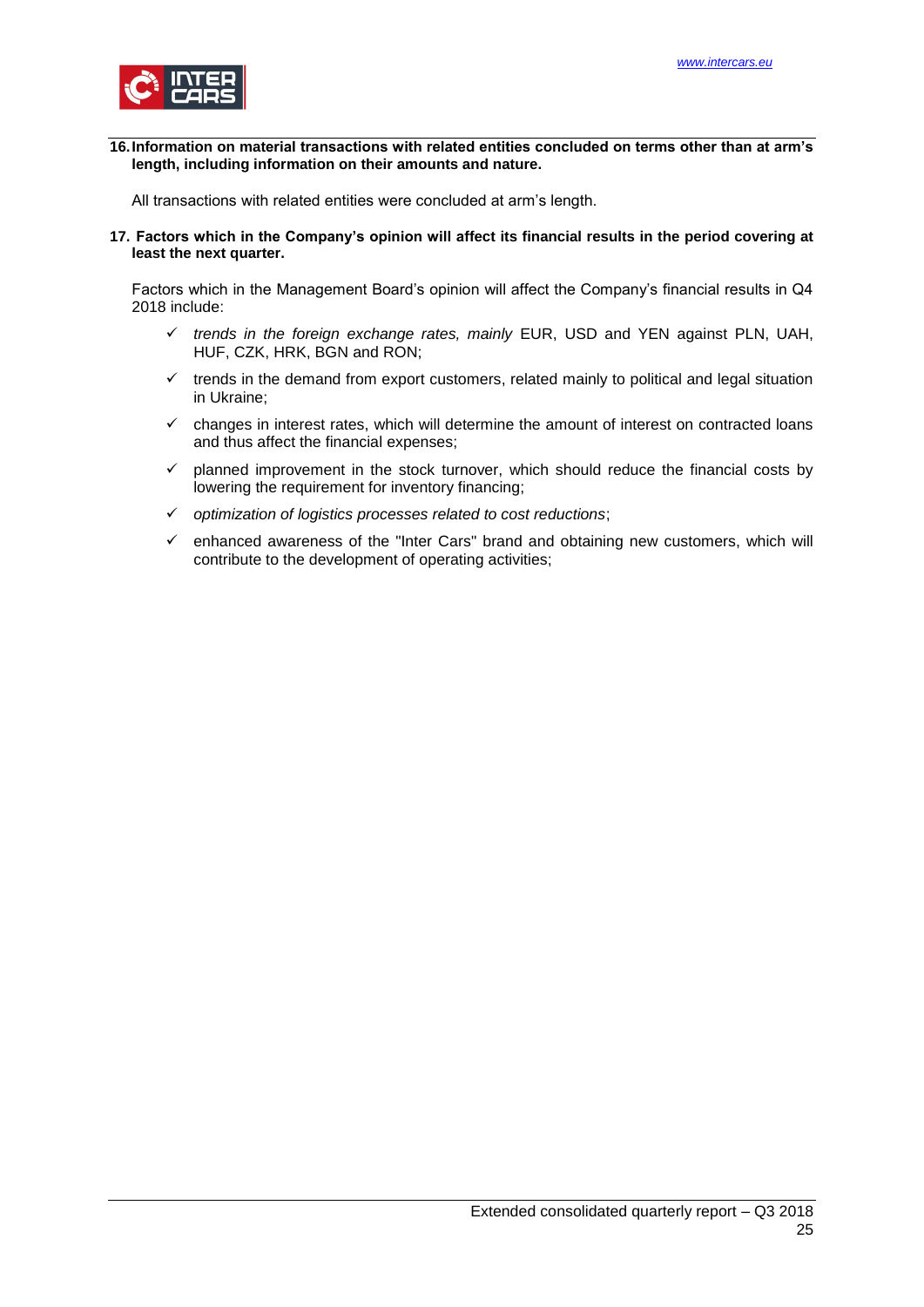**16. Information on material transactions with related entities concluded on terms other than at arm's length, including information on their amounts and nature.**

All transactions with related entities were concluded at arm's length.

**17. Factors which in the Company's opinion will affect its financial results in the period covering at least the next quarter.**

Factors which in the Management Board's opinion will affect the Company's financial results in Q4 2018 include:

- ✓ *trends in the foreign exchange rates, mainly* EUR, USD and YEN against PLN, UAH, HUF, CZK, HRK, BGN and RON;
- ✓ trends in the demand from export customers, related mainly to political and legal situation in Ukraine;
- ✓ changes in interest rates, which will determine the amount of interest on contracted loans and thus affect the financial expenses;
- ✓ planned improvement in the stock turnover, which should reduce the financial costs by lowering the requirement for inventory financing;
- ✓ *optimization of logistics processes related to cost reductions*;
- ✓ enhanced awareness of the "Inter Cars" brand and obtaining new customers, which will contribute to the development of operating activities;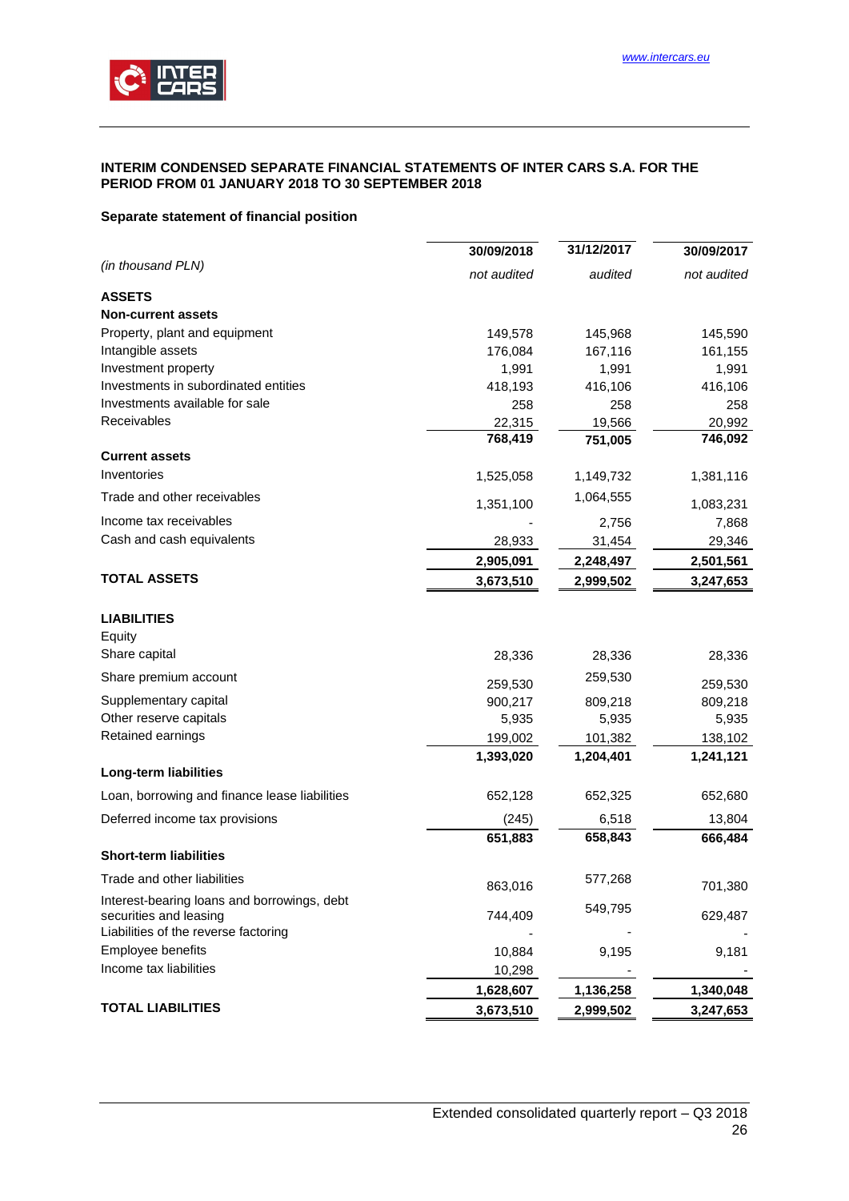**INTERIM CONDENSED SEPARATE FINANCIAL STATEMENTS OF INTER CARS S.A. FOR THE PERIOD FROM 01 JANUARY 2018 TO 30 SEPTEMBER 2018**

**Separate statement of financial position**

| *(in thousand PLN)* | 30/09/2018 *not audited* | 31/12/2017 *audited* | 30/09/2017 *not audited* |
|---|---|---|---|
| **ASSETS** | | | |
| **Non-current assets** | | | |
| Property, plant and equipment | 149,578 | 145,968 | 145,590 |
| Intangible assets | 176,084 | 167,116 | 161,155 |
| Investment property | 1,991 | 1,991 | 1,991 |
| Investments in subordinated entities | 418,193 | 416,106 | 416,106 |
| Investments available for sale | 258 | 258 | 258 |
| Receivables | 22,315 | 19,566 | 20,992 |
| | **768,419** | **751,005** | **746,092** |
| **Current assets** | | | |
| Inventories | 1,525,058 | 1,149,732 | 1,381,116 |
| Trade and other receivables | 1,351,100 | 1,064,555 | 1,083,231 |
| Income tax receivables | - | 2,756 | 7,868 |
| Cash and cash equivalents | 28,933 | 31,454 | 29,346 |
| | **2,905,091** | **2,248,497** | **2,501,561** |
| **TOTAL ASSETS** | **3,673,510** | **2,999,502** | **3,247,653** |
| | | | |
| **LIABILITIES** | | | |
| Equity | | | |
| Share capital | 28,336 | 28,336 | 28,336 |
| Share premium account | 259,530 | 259,530 | 259,530 |
| Supplementary capital | 900,217 | 809,218 | 809,218 |
| Other reserve capitals | 5,935 | 5,935 | 5,935 |
| Retained earnings | 199,002 | 101,382 | 138,102 |
| | **1,393,020** | **1,204,401** | **1,241,121** |
| **Long-term liabilities** | | | |
| Loan, borrowing and finance lease liabilities | 652,128 | 652,325 | 652,680 |
| Deferred income tax provisions | (245) | 6,518 | 13,804 |
| | **651,883** | **658,843** | **666,484** |
| **Short-term liabilities** | | | |
| Trade and other liabilities | 863,016 | 577,268 | 701,380 |
| Interest-bearing loans and borrowings, debt securities and leasing | 744,409 | 549,795 | 629,487 |
| Liabilities of the reverse factoring | - | - | - |
| Employee benefits | 10,884 | 9,195 | 9,181 |
| Income tax liabilities | 10,298 | - | - |
| | **1,628,607** | **1,136,258** | **1,340,048** |
| **TOTAL LIABILITIES** | **3,673,510** | **2,999,502** | **3,247,653** |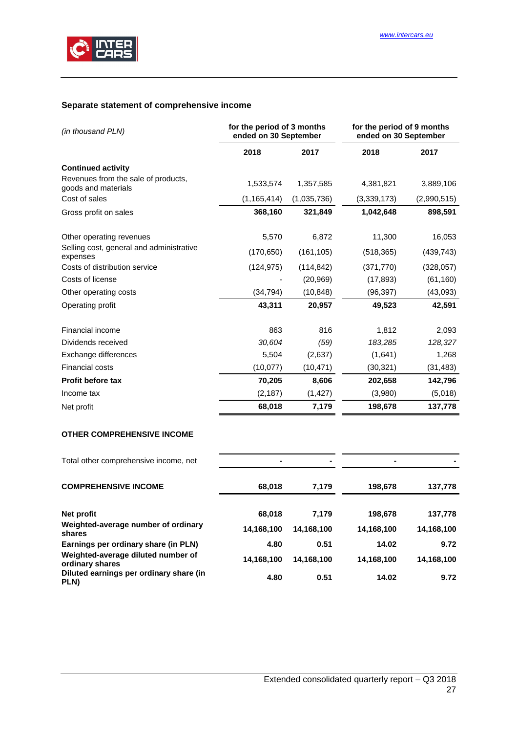## Separate statement of comprehensive income

| *(in thousand PLN)* | for the period of 3 months ended on 30 September | | for the period of 9 months ended on 30 September | |
|---|---|---|---|---|
| | **2018** | **2017** | **2018** | **2017** |
| **Continued activity** | | | | |
| Revenues from the sale of products, goods and materials | 1,533,574 | 1,357,585 | 4,381,821 | 3,889,106 |
| Cost of sales | (1,165,414) | (1,035,736) | (3,339,173) | (2,990,515) |
| Gross profit on sales | **368,160** | **321,849** | **1,042,648** | **898,591** |
| Other operating revenues | 5,570 | 6,872 | 11,300 | 16,053 |
| Selling cost, general and administrative expenses | (170,650) | (161,105) | (518,365) | (439,743) |
| Costs of distribution service | (124,975) | (114,842) | (371,770) | (328,057) |
| Costs of license | - | (20,969) | (17,893) | (61,160) |
| Other operating costs | (34,794) | (10,848) | (96,397) | (43,093) |
| Operating profit | **43,311** | **20,957** | **49,523** | **42,591** |
| Financial income | 863 | 816 | 1,812 | 2,093 |
| Dividends received | *30,604* | *(59)* | *183,285* | *128,327* |
| Exchange differences | 5,504 | (2,637) | (1,641) | 1,268 |
| Financial costs | (10,077) | (10,471) | (30,321) | (31,483) |
| **Profit before tax** | **70,205** | **8,606** | **202,658** | **142,796** |
| Income tax | (2,187) | (1,427) | (3,980) | (5,018) |
| Net profit | **68,018** | **7,179** | **198,678** | **137,778** |
| **OTHER COMPREHENSIVE INCOME** | | | | |
| Total other comprehensive income, net | **-** | **-** | **-** | **-** |
| **COMPREHENSIVE INCOME** | **68,018** | **7,179** | **198,678** | **137,778** |
| **Net profit** | **68,018** | **7,179** | **198,678** | **137,778** |
| **Weighted-average number of ordinary shares** | **14,168,100** | **14,168,100** | **14,168,100** | **14,168,100** |
| **Earnings per ordinary share (in PLN)** | **4.80** | **0.51** | **14.02** | **9.72** |
| **Weighted-average diluted number of ordinary shares** | **14,168,100** | **14,168,100** | **14,168,100** | **14,168,100** |
| **Diluted earnings per ordinary share (in PLN)** | **4.80** | **0.51** | **14.02** | **9.72** |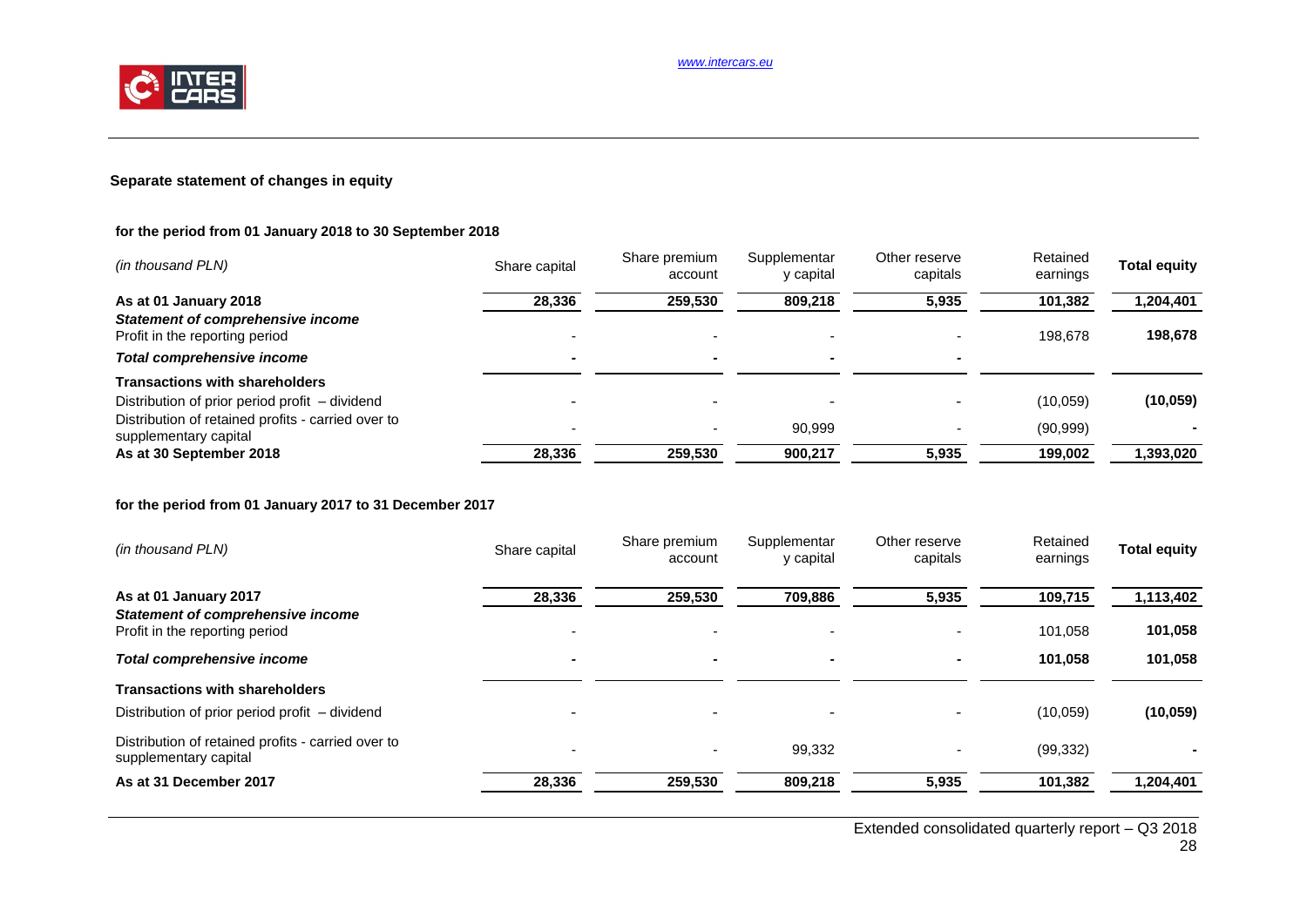## Separate statement of changes in equity

### for the period from 01 January 2018 to 30 September 2018

| *(in thousand PLN)* | Share capital | Share premium account | Supplementary capital | Other reserve capitals | Retained earnings | **Total equity** |
|---|---|---|---|---|---|---|
| **As at 01 January 2018** | **28,336** | **259,530** | **809,218** | **5,935** | **101,382** | **1,204,401** |
| ***Statement of comprehensive income*** | | | | | | |
| Profit in the reporting period | - | - | - | - | 198,678 | **198,678** |
| ***Total comprehensive income*** | **-** | **-** | **-** | **-** | | |
| **Transactions with shareholders** | | | | | | |
| Distribution of prior period profit – dividend | - | - | - | - | (10,059) | **(10,059)** |
| Distribution of retained profits - carried over to supplementary capital | - | - | 90,999 | - | (90,999) | **-** |
| **As at 30 September 2018** | **28,336** | **259,530** | **900,217** | **5,935** | **199,002** | **1,393,020** |

### for the period from 01 January 2017 to 31 December 2017

| *(in thousand PLN)* | Share capital | Share premium account | Supplementary capital | Other reserve capitals | Retained earnings | **Total equity** |
|---|---|---|---|---|---|---|
| **As at 01 January 2017** | **28,336** | **259,530** | **709,886** | **5,935** | **109,715** | **1,113,402** |
| ***Statement of comprehensive income*** | | | | | | |
| Profit in the reporting period | - | - | - | - | 101,058 | **101,058** |
| ***Total comprehensive income*** | **-** | **-** | **-** | **-** | **101,058** | **101,058** |
| **Transactions with shareholders** | | | | | | |
| Distribution of prior period profit – dividend | - | - | - | - | (10,059) | **(10,059)** |
| Distribution of retained profits - carried over to supplementary capital | - | - | 99,332 | - | (99,332) | **-** |
| **As at 31 December 2017** | **28,336** | **259,530** | **809,218** | **5,935** | **101,382** | **1,204,401** |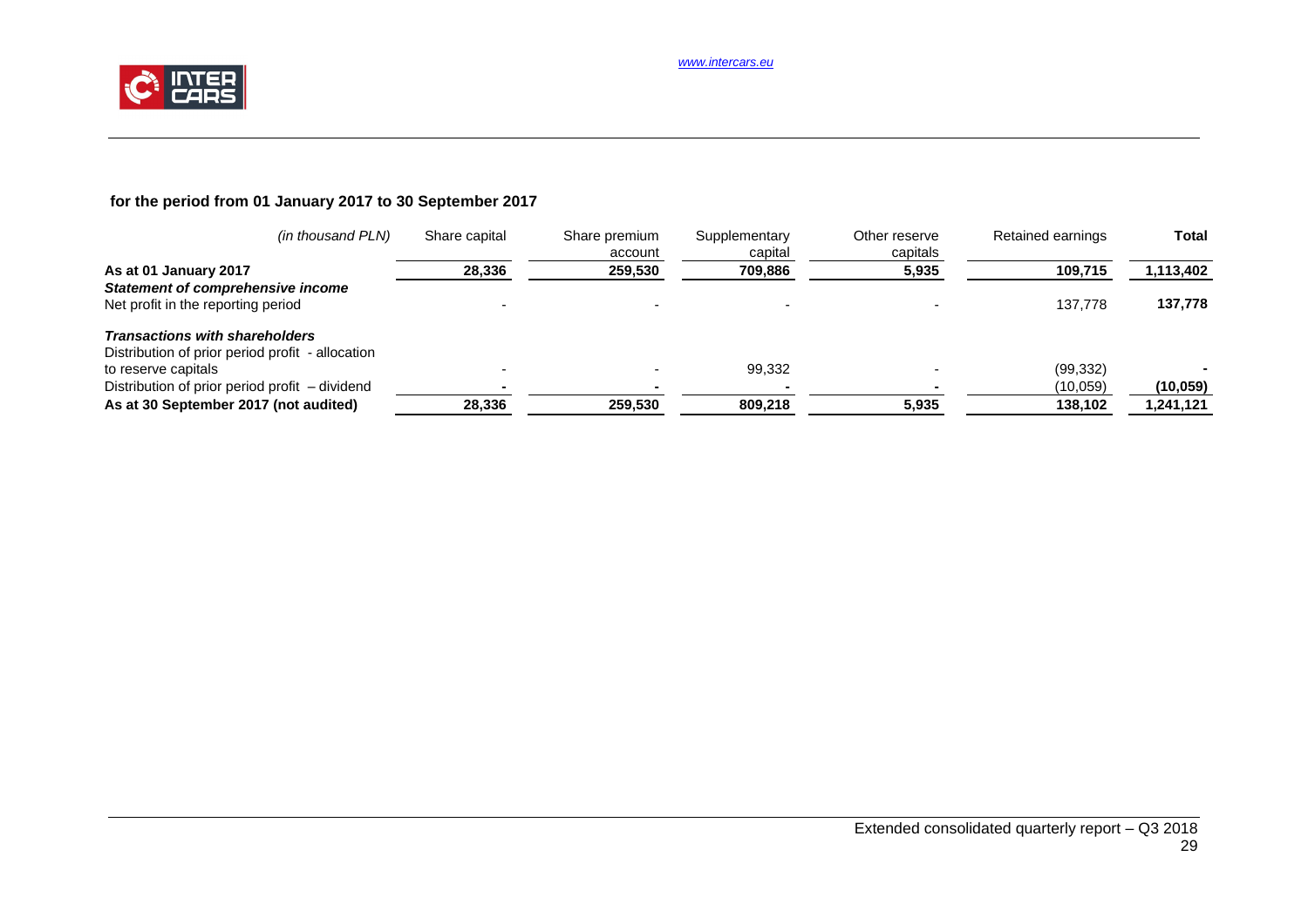**for the period from 01 January 2017 to 30 September 2017**

| *(in thousand PLN)* | Share capital | Share premium account | Supplementary capital | Other reserve capitals | Retained earnings | **Total** |
|---|---|---|---|---|---|---|
| **As at 01 January 2017** | **28,336** | **259,530** | **709,886** | **5,935** | **109,715** | **1,113,402** |
| ***Statement of comprehensive income*** | | | | | | |
| Net profit in the reporting period | - | - | - | - | 137,778 | **137,778** |
| ***Transactions with shareholders*** | | | | | | |
| Distribution of prior period profit - allocation to reserve capitals | - | - | 99,332 | - | (99,332) | **-** |
| Distribution of prior period profit – dividend | **-** | **-** | **-** | **-** | (10,059) | **(10,059)** |
| **As at 30 September 2017 (not audited)** | **28,336** | **259,530** | **809,218** | **5,935** | **138,102** | **1,241,121** |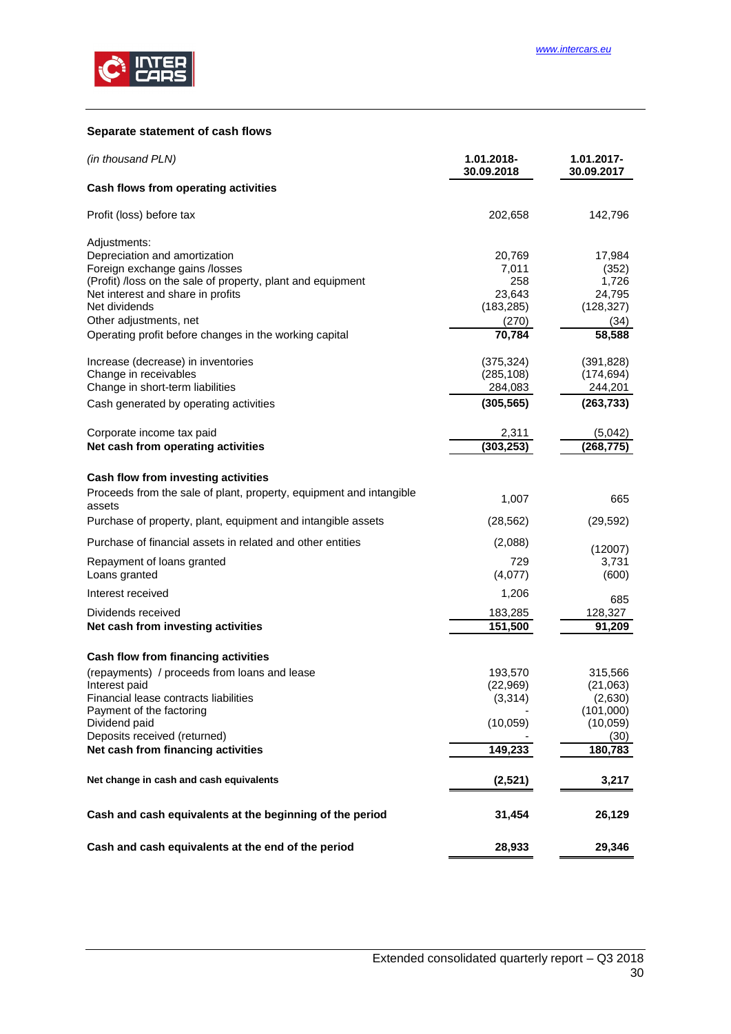## Separate statement of cash flows

| *(in thousand PLN)* | 1.01.2018-30.09.2018 | 1.01.2017-30.09.2017 |
|---|---|---|
| **Cash flows from operating activities** | | |
| Profit (loss) before tax | 202,658 | 142,796 |
| Adjustments: | | |
| Depreciation and amortization | 20,769 | 17,984 |
| Foreign exchange gains /losses | 7,011 | (352) |
| (Profit) /loss on the sale of property, plant and equipment | 258 | 1,726 |
| Net interest and share in profits | 23,643 | 24,795 |
| Net dividends | (183,285) | (128,327) |
| Other adjustments, net | (270) | (34) |
| Operating profit before changes in the working capital | **70,784** | **58,588** |
| Increase (decrease) in inventories | (375,324) | (391,828) |
| Change in receivables | (285,108) | (174,694) |
| Change in short-term liabilities | 284,083 | 244,201 |
| Cash generated by operating activities | **(305,565)** | **(263,733)** |
| Corporate income tax paid | 2,311 | (5,042) |
| **Net cash from operating activities** | **(303,253)** | **(268,775)** |
| **Cash flow from investing activities** | | |
| Proceeds from the sale of plant, property, equipment and intangible assets | 1,007 | 665 |
| Purchase of property, plant, equipment and intangible assets | (28,562) | (29,592) |
| Purchase of financial assets in related and other entities | (2,088) | (12007) |
| Repayment of loans granted | 729 | 3,731 |
| Loans granted | (4,077) | (600) |
| Interest received | 1,206 | 685 |
| Dividends received | 183,285 | 128,327 |
| **Net cash from investing activities** | **151,500** | **91,209** |
| **Cash flow from financing activities** | | |
| (repayments) / proceeds from loans and lease | 193,570 | 315,566 |
| Interest paid | (22,969) | (21,063) |
| Financial lease contracts liabilities | (3,314) | (2,630) |
| Payment of the factoring | - | (101,000) |
| Dividend paid | (10,059) | (10,059) |
| Deposits received (returned) | - | (30) |
| **Net cash from financing activities** | **149,233** | **180,783** |
| **Net change in cash and cash equivalents** | **(2,521)** | **3,217** |
| **Cash and cash equivalents at the beginning of the period** | **31,454** | **26,129** |
| **Cash and cash equivalents at the end of the period** | **28,933** | **29,346** |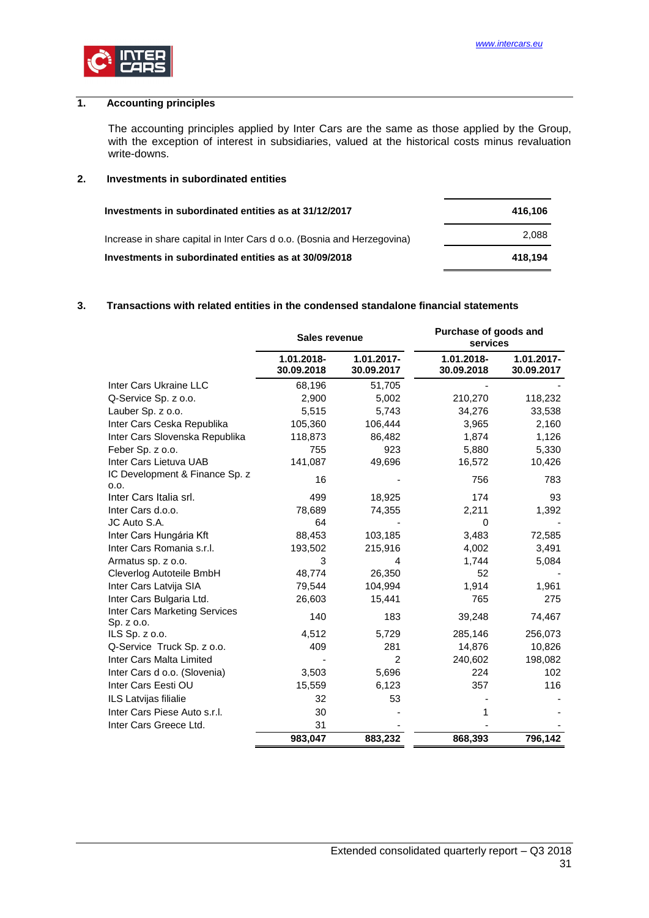## 1. Accounting principles

The accounting principles applied by Inter Cars are the same as those applied by the Group, with the exception of interest in subsidiaries, valued at the historical costs minus revaluation write-downs.

## 2. Investments in subordinated entities

| | |
|---|---|
| **Investments in subordinated entities as at 31/12/2017** | **416,106** |
| Increase in share capital in Inter Cars d o.o. (Bosnia and Herzegovina) | 2,088 |
| **Investments in subordinated entities as at 30/09/2018** | **418,194** |

## 3. Transactions with related entities in the condensed standalone financial statements

| | Sales revenue | | Purchase of goods and services | |
|---|---|---|---|---|
| | 1.01.2018-30.09.2018 | 1.01.2017-30.09.2017 | 1.01.2018-30.09.2018 | 1.01.2017-30.09.2017 |
| Inter Cars Ukraine LLC | 68,196 | 51,705 | - | - |
| Q-Service Sp. z o.o. | 2,900 | 5,002 | 210,270 | 118,232 |
| Lauber Sp. z o.o. | 5,515 | 5,743 | 34,276 | 33,538 |
| Inter Cars Ceska Republika | 105,360 | 106,444 | 3,965 | 2,160 |
| Inter Cars Slovenska Republika | 118,873 | 86,482 | 1,874 | 1,126 |
| Feber Sp. z o.o. | 755 | 923 | 5,880 | 5,330 |
| Inter Cars Lietuva UAB | 141,087 | 49,696 | 16,572 | 10,426 |
| IC Development & Finance Sp. z o.o. | 16 | - | 756 | 783 |
| Inter Cars Italia srl. | 499 | 18,925 | 174 | 93 |
| Inter Cars d.o.o. | 78,689 | 74,355 | 2,211 | 1,392 |
| JC Auto S.A. | 64 | - | 0 | - |
| Inter Cars Hungária Kft | 88,453 | 103,185 | 3,483 | 72,585 |
| Inter Cars Romania s.r.l. | 193,502 | 215,916 | 4,002 | 3,491 |
| Armatus sp. z o.o. | 3 | 4 | 1,744 | 5,084 |
| Cleverlog Autoteile BmbH | 48,774 | 26,350 | 52 | - |
| Inter Cars Latvija SIA | 79,544 | 104,994 | 1,914 | 1,961 |
| Inter Cars Bulgaria Ltd. | 26,603 | 15,441 | 765 | 275 |
| Inter Cars Marketing Services Sp. z o.o. | 140 | 183 | 39,248 | 74,467 |
| ILS Sp. z o.o. | 4,512 | 5,729 | 285,146 | 256,073 |
| Q-Service Truck Sp. z o.o. | 409 | 281 | 14,876 | 10,826 |
| Inter Cars Malta Limited | - | 2 | 240,602 | 198,082 |
| Inter Cars d o.o. (Slovenia) | 3,503 | 5,696 | 224 | 102 |
| Inter Cars Eesti OU | 15,559 | 6,123 | 357 | 116 |
| ILS Latvijas filialie | 32 | 53 | - | - |
| Inter Cars Piese Auto s.r.l. | 30 | - | 1 | - |
| Inter Cars Greece Ltd. | 31 | - | - | - |
| | **983,047** | **883,232** | **868,393** | **796,142** |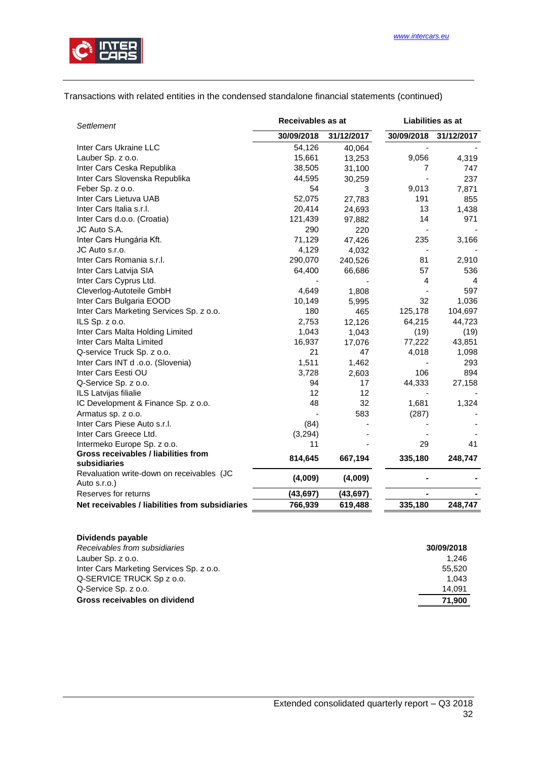Transactions with related entities in the condensed standalone financial statements (continued)

| *Settlement* | Receivables as at | | Liabilities as at | |
|---|---|---|---|---|
| | **30/09/2018** | **31/12/2017** | **30/09/2018** | **31/12/2017** |
| Inter Cars Ukraine LLC | 54,126 | 40,064 | - | - |
| Lauber Sp. z o.o. | 15,661 | 13,253 | 9,056 | 4,319 |
| Inter Cars Ceska Republika | 38,505 | 31,100 | 7 | 747 |
| Inter Cars Slovenska Republika | 44,595 | 30,259 | - | 237 |
| Feber Sp. z o.o. | 54 | 3 | 9,013 | 7,871 |
| Inter Cars Lietuva UAB | 52,075 | 27,783 | 191 | 855 |
| Inter Cars Italia s.r.l. | 20,414 | 24,693 | 13 | 1,438 |
| Inter Cars d.o.o. (Croatia) | 121,439 | 97,882 | 14 | 971 |
| JC Auto S.A. | 290 | 220 | - | - |
| Inter Cars Hungária Kft. | 71,129 | 47,426 | 235 | 3,166 |
| JC Auto s.r.o. | 4,129 | 4,032 | - | - |
| Inter Cars Romania s.r.l. | 290,070 | 240,526 | 81 | 2,910 |
| Inter Cars Latvija SIA | 64,400 | 66,686 | 57 | 536 |
| Inter Cars Cyprus Ltd. | - | - | 4 | 4 |
| Cleverlog-Autoteile GmbH | 4,649 | 1,808 | - | 597 |
| Inter Cars Bulgaria EOOD | 10,149 | 5,995 | 32 | 1,036 |
| Inter Cars Marketing Services Sp. z o.o. | 180 | 465 | 125,178 | 104,697 |
| ILS Sp. z o.o. | 2,753 | 12,126 | 64,215 | 44,723 |
| Inter Cars Malta Holding Limited | 1,043 | 1,043 | (19) | (19) |
| Inter Cars Malta Limited | 16,937 | 17,076 | 77,222 | 43,851 |
| Q-service Truck Sp. z o.o. | 21 | 47 | 4,018 | 1,098 |
| Inter Cars INT d .o.o. (Slovenia) | 1,511 | 1,462 | - | 293 |
| Inter Cars Eesti OU | 3,728 | 2,603 | 106 | 894 |
| Q-Service Sp. z o.o. | 94 | 17 | 44,333 | 27,158 |
| ILS Latvijas filialie | 12 | 12 | - | - |
| IC Development & Finance Sp. z o.o. | 48 | 32 | 1,681 | 1,324 |
| Armatus sp. z o.o. | - | 583 | (287) | - |
| Inter Cars Piese Auto s.r.l. | (84) | - | - | - |
| Inter Cars Greece Ltd. | (3,294) | - | - | - |
| Intermeko Europe Sp. z o.o. | 11 | - | 29 | 41 |
| **Gross receivables / liabilities from subsidiaries** | **814,645** | **667,194** | **335,180** | **248,747** |
| Revaluation write-down on receivables (JC Auto s.r.o.) | **(4,009)** | **(4,009)** | **-** | **-** |
| Reserves for returns | **(43,697)** | **(43,697)** | **-** | **-** |
| **Net receivables / liabilities from subsidiaries** | **766,939** | **619,488** | **335,180** | **248,747** |

**Dividends payable**

| *Receivables from subsidiaries* | **30/09/2018** |
|---|---|
| Lauber Sp. z o.o. | 1,246 |
| Inter Cars Marketing Services Sp. z o.o. | 55,520 |
| Q-SERVICE TRUCK Sp z o.o. | 1,043 |
| Q-Service Sp. z o.o. | 14,091 |
| **Gross receivables on dividend** | **71,900** |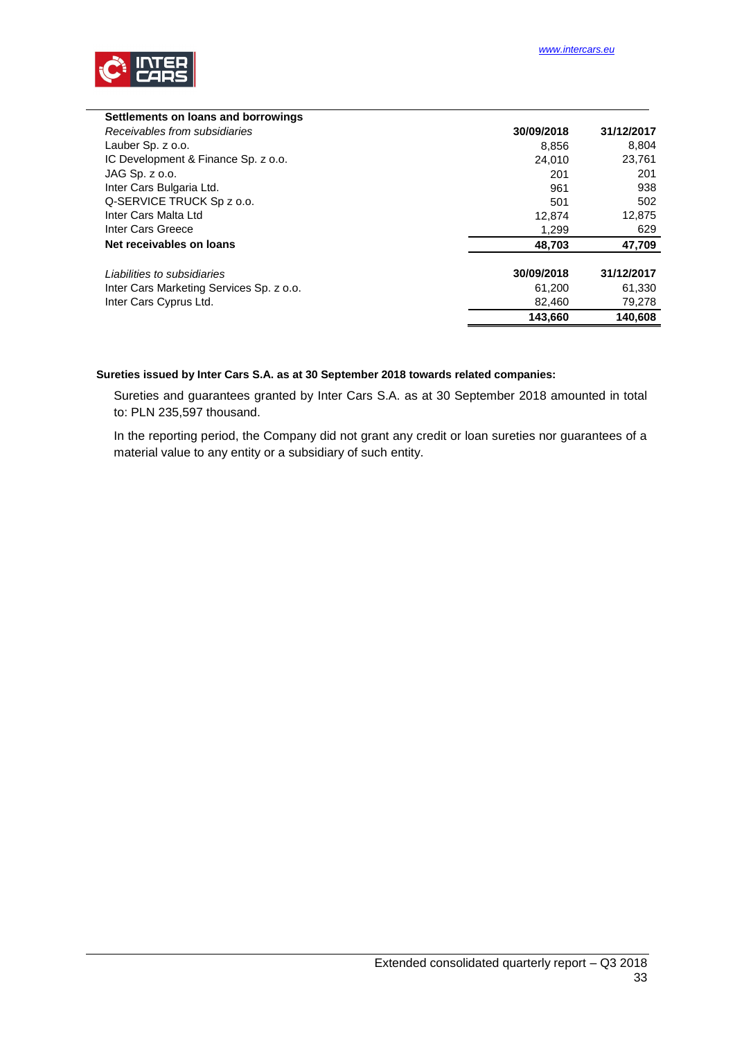| **Settlements on loans and borrowings** | | |
|---|---|---|
| *Receivables from subsidiaries* | **30/09/2018** | **31/12/2017** |
| Lauber Sp. z o.o. | 8,856 | 8,804 |
| IC Development & Finance Sp. z o.o. | 24,010 | 23,761 |
| JAG Sp. z o.o. | 201 | 201 |
| Inter Cars Bulgaria Ltd. | 961 | 938 |
| Q-SERVICE TRUCK Sp z o.o. | 501 | 502 |
| Inter Cars Malta Ltd | 12,874 | 12,875 |
| Inter Cars Greece | 1,299 | 629 |
| **Net receivables on loans** | **48,703** | **47,709** |

| | | |
|---|---|---|
| *Liabilities to subsidiaries* | **30/09/2018** | **31/12/2017** |
| Inter Cars Marketing Services Sp. z o.o. | 61,200 | 61,330 |
| Inter Cars Cyprus Ltd. | 82,460 | 79,278 |
| | **143,660** | **140,608** |

**Sureties issued by Inter Cars S.A. as at 30 September 2018 towards related companies:**

Sureties and guarantees granted by Inter Cars S.A. as at 30 September 2018 amounted in total to: PLN 235,597 thousand.

In the reporting period, the Company did not grant any credit or loan sureties nor guarantees of a material value to any entity or a subsidiary of such entity.